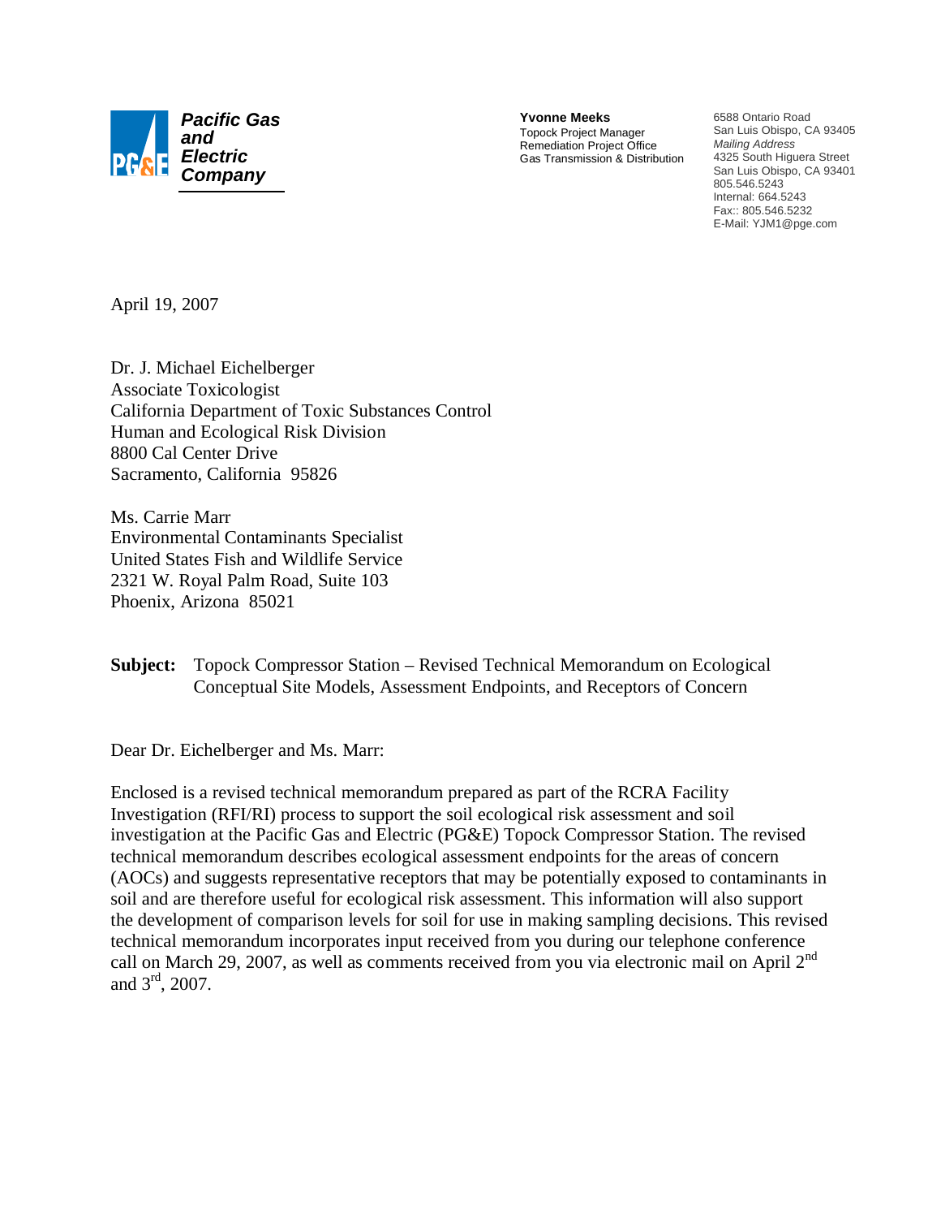**Pacific Gas and Electric Company**

**Yvonne Meeks**
Topock Project Manager
Remediation Project Office
Gas Transmission & Distribution

6588 Ontario Road
San Luis Obispo, CA 93405
*Mailing Address*
4325 South Higuera Street
San Luis Obispo, CA 93401
805.546.5243
Internal: 664.5243
Fax:: 805.546.5232
E-Mail: YJM1@pge.com

April 19, 2007

Dr. J. Michael Eichelberger
Associate Toxicologist
California Department of Toxic Substances Control
Human and Ecological Risk Division
8800 Cal Center Drive
Sacramento, California 95826

Ms. Carrie Marr
Environmental Contaminants Specialist
United States Fish and Wildlife Service
2321 W. Royal Palm Road, Suite 103
Phoenix, Arizona 85021

**Subject:** Topock Compressor Station – Revised Technical Memorandum on Ecological Conceptual Site Models, Assessment Endpoints, and Receptors of Concern

Dear Dr. Eichelberger and Ms. Marr:

Enclosed is a revised technical memorandum prepared as part of the RCRA Facility Investigation (RFI/RI) process to support the soil ecological risk assessment and soil investigation at the Pacific Gas and Electric (PG&E) Topock Compressor Station. The revised technical memorandum describes ecological assessment endpoints for the areas of concern (AOCs) and suggests representative receptors that may be potentially exposed to contaminants in soil and are therefore useful for ecological risk assessment. This information will also support the development of comparison levels for soil for use in making sampling decisions. This revised technical memorandum incorporates input received from you during our telephone conference call on March 29, 2007, as well as comments received from you via electronic mail on April 2nd and 3rd, 2007.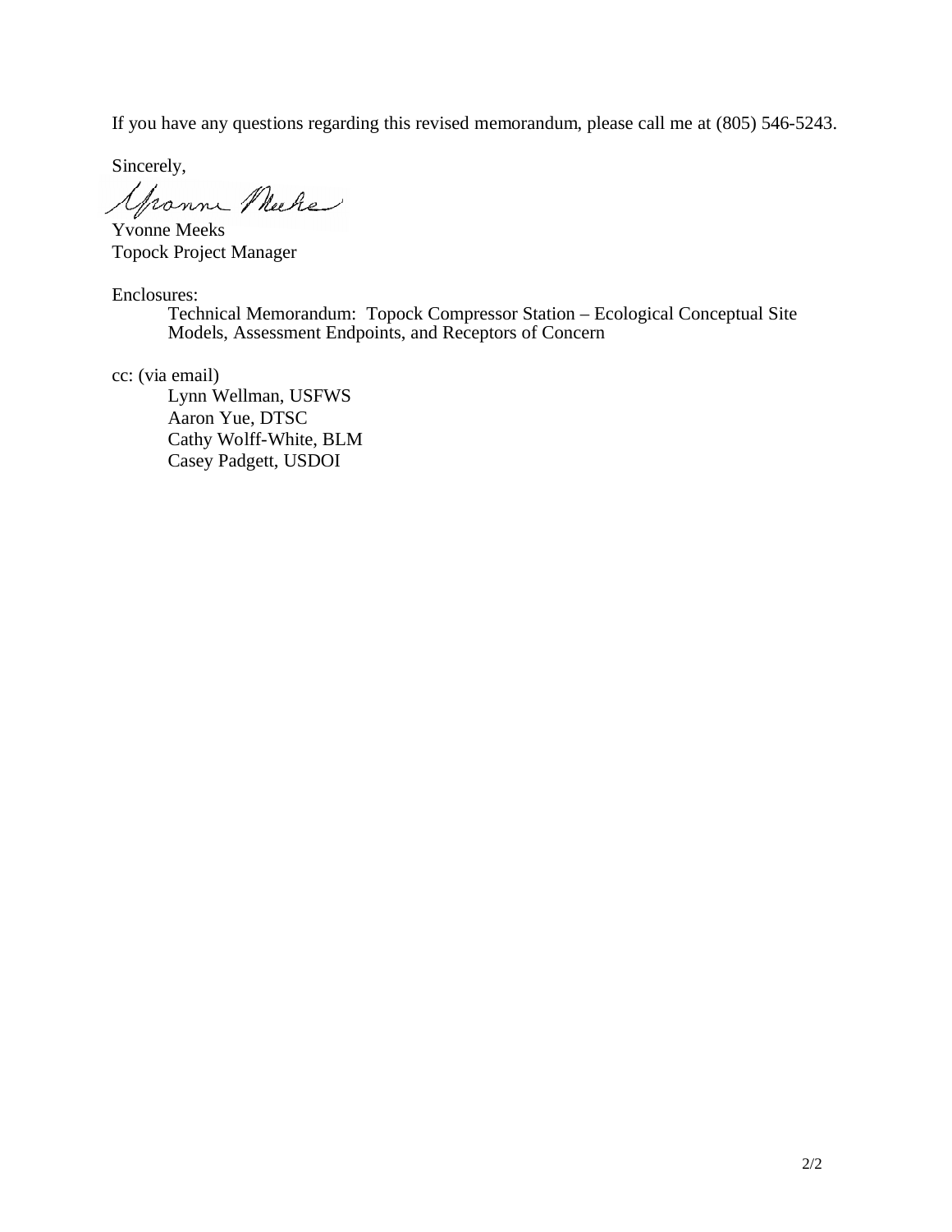If you have any questions regarding this revised memorandum, please call me at (805) 546-5243.

Sincerely,

Yvonne Meeks
Topock Project Manager

Enclosures:

Technical Memorandum: Topock Compressor Station – Ecological Conceptual Site Models, Assessment Endpoints, and Receptors of Concern

cc: (via email)

Lynn Wellman, USFWS
Aaron Yue, DTSC
Cathy Wolff-White, BLM
Casey Padgett, USDOI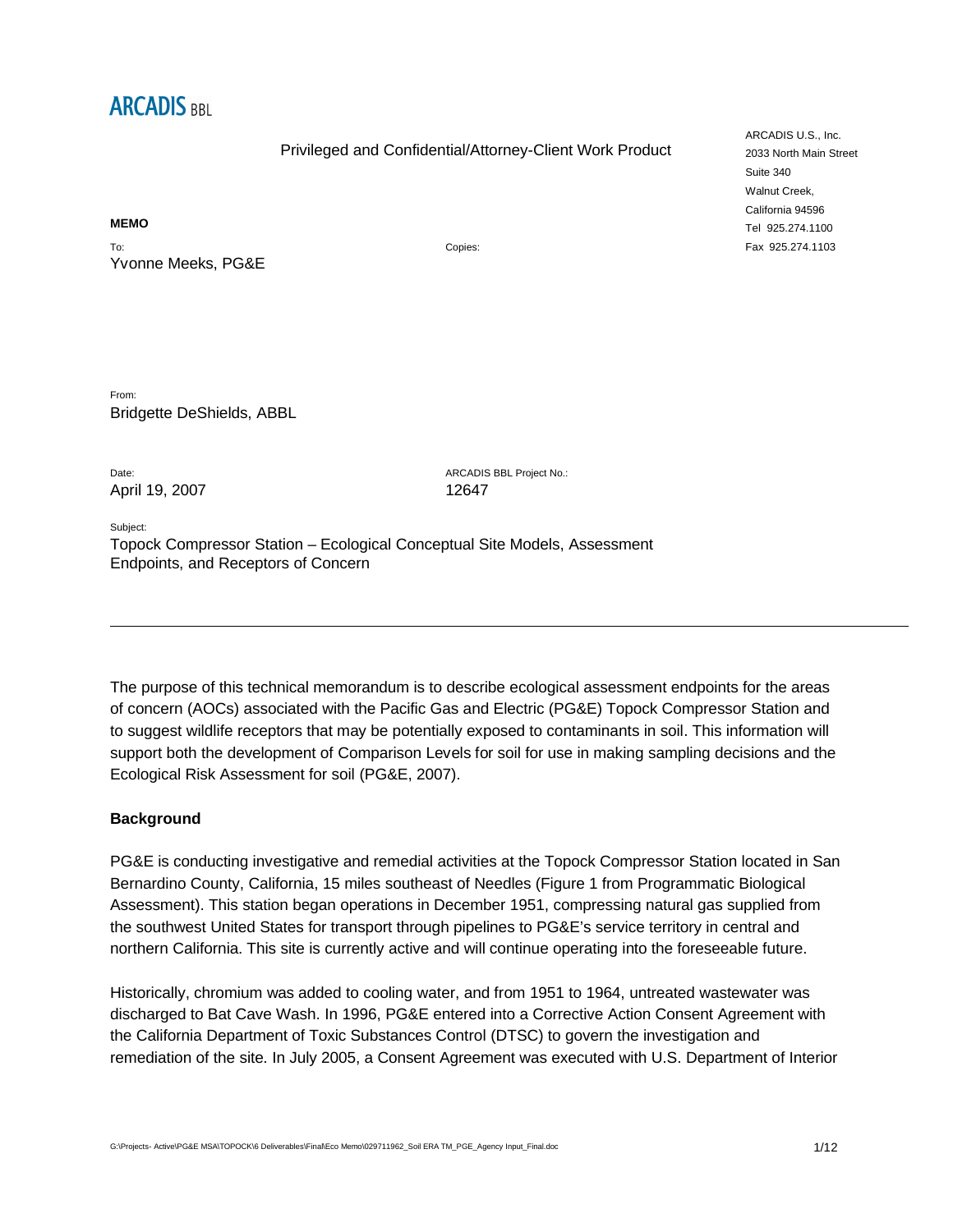**ARCADIS BBL**

Privileged and Confidential/Attorney-Client Work Product

ARCADIS U.S., Inc.
2033 North Main Street
Suite 340
Walnut Creek,
California 94596
Tel 925.274.1100
Fax 925.274.1103

**MEMO**

To:
Yvonne Meeks, PG&E

Copies:

From:
Bridgette DeShields, ABBL

Date:
April 19, 2007

ARCADIS BBL Project No.:
12647

Subject:
Topock Compressor Station – Ecological Conceptual Site Models, Assessment Endpoints, and Receptors of Concern

---

The purpose of this technical memorandum is to describe ecological assessment endpoints for the areas of concern (AOCs) associated with the Pacific Gas and Electric (PG&E) Topock Compressor Station and to suggest wildlife receptors that may be potentially exposed to contaminants in soil. This information will support both the development of Comparison Levels for soil for use in making sampling decisions and the Ecological Risk Assessment for soil (PG&E, 2007).

## Background

PG&E is conducting investigative and remedial activities at the Topock Compressor Station located in San Bernardino County, California, 15 miles southeast of Needles (Figure 1 from Programmatic Biological Assessment). This station began operations in December 1951, compressing natural gas supplied from the southwest United States for transport through pipelines to PG&E's service territory in central and northern California. This site is currently active and will continue operating into the foreseeable future.

Historically, chromium was added to cooling water, and from 1951 to 1964, untreated wastewater was discharged to Bat Cave Wash. In 1996, PG&E entered into a Corrective Action Consent Agreement with the California Department of Toxic Substances Control (DTSC) to govern the investigation and remediation of the site. In July 2005, a Consent Agreement was executed with U.S. Department of Interior

G:\Projects- Active\PG&E MSA\TOPOCK\6 Deliverables\Final\Eco Memo\029711962_Soil ERA TM_PGE_Agency Input_Final.doc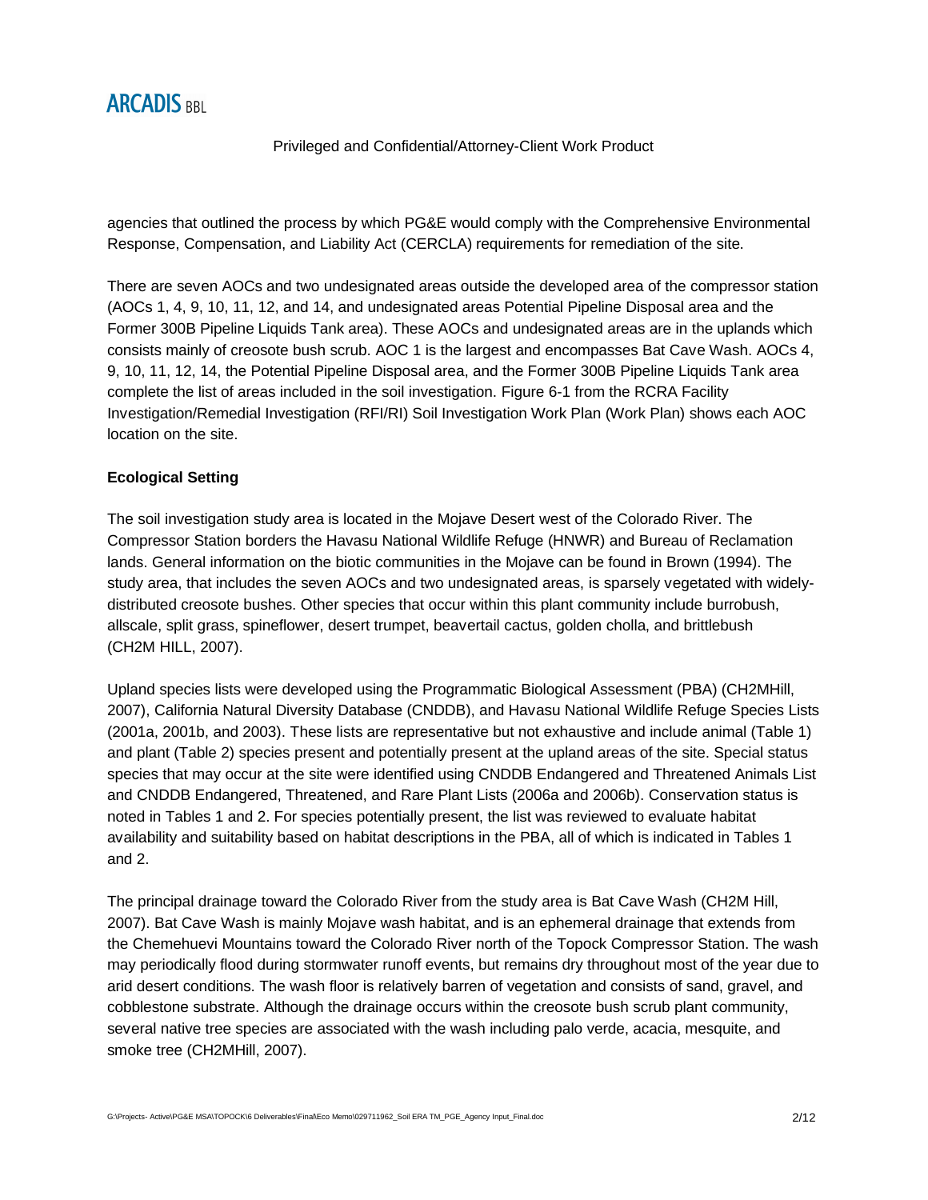agencies that outlined the process by which PG&E would comply with the Comprehensive Environmental Response, Compensation, and Liability Act (CERCLA) requirements for remediation of the site.

There are seven AOCs and two undesignated areas outside the developed area of the compressor station (AOCs 1, 4, 9, 10, 11, 12, and 14, and undesignated areas Potential Pipeline Disposal area and the Former 300B Pipeline Liquids Tank area). These AOCs and undesignated areas are in the uplands which consists mainly of creosote bush scrub. AOC 1 is the largest and encompasses Bat Cave Wash. AOCs 4, 9, 10, 11, 12, 14, the Potential Pipeline Disposal area, and the Former 300B Pipeline Liquids Tank area complete the list of areas included in the soil investigation. Figure 6-1 from the RCRA Facility Investigation/Remedial Investigation (RFI/RI) Soil Investigation Work Plan (Work Plan) shows each AOC location on the site.

**Ecological Setting**

The soil investigation study area is located in the Mojave Desert west of the Colorado River. The Compressor Station borders the Havasu National Wildlife Refuge (HNWR) and Bureau of Reclamation lands. General information on the biotic communities in the Mojave can be found in Brown (1994). The study area, that includes the seven AOCs and two undesignated areas, is sparsely vegetated with widely-distributed creosote bushes. Other species that occur within this plant community include burrobush, allscale, split grass, spineflower, desert trumpet, beavertail cactus, golden cholla, and brittlebush (CH2M HILL, 2007).

Upland species lists were developed using the Programmatic Biological Assessment (PBA) (CH2MHill, 2007), California Natural Diversity Database (CNDDB), and Havasu National Wildlife Refuge Species Lists (2001a, 2001b, and 2003). These lists are representative but not exhaustive and include animal (Table 1) and plant (Table 2) species present and potentially present at the upland areas of the site. Special status species that may occur at the site were identified using CNDDB Endangered and Threatened Animals List and CNDDB Endangered, Threatened, and Rare Plant Lists (2006a and 2006b). Conservation status is noted in Tables 1 and 2. For species potentially present, the list was reviewed to evaluate habitat availability and suitability based on habitat descriptions in the PBA, all of which is indicated in Tables 1 and 2.

The principal drainage toward the Colorado River from the study area is Bat Cave Wash (CH2M Hill, 2007). Bat Cave Wash is mainly Mojave wash habitat, and is an ephemeral drainage that extends from the Chemehuevi Mountains toward the Colorado River north of the Topock Compressor Station. The wash may periodically flood during stormwater runoff events, but remains dry throughout most of the year due to arid desert conditions. The wash floor is relatively barren of vegetation and consists of sand, gravel, and cobblestone substrate. Although the drainage occurs within the creosote bush scrub plant community, several native tree species are associated with the wash including palo verde, acacia, mesquite, and smoke tree (CH2MHill, 2007).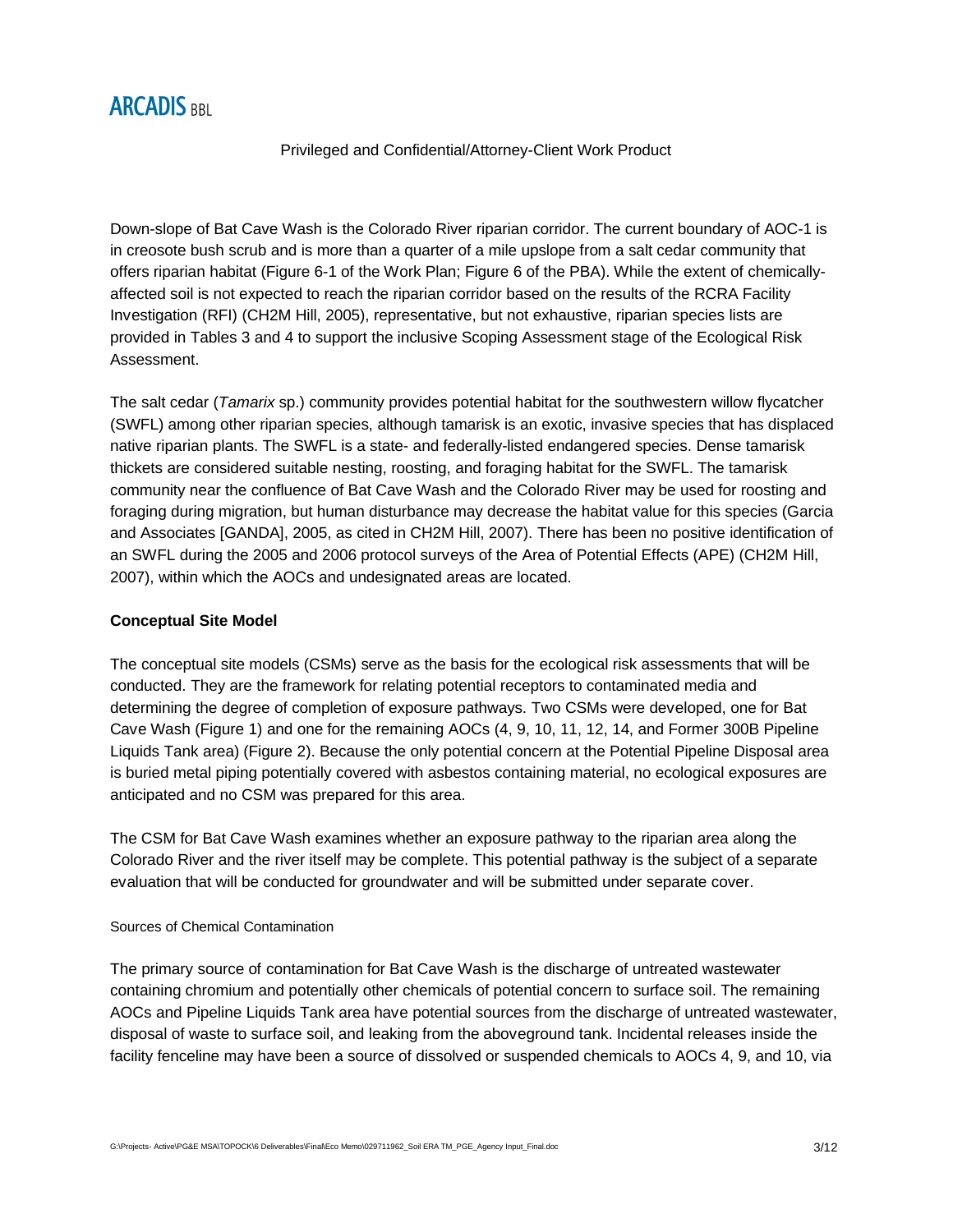Privileged and Confidential/Attorney-Client Work Product

Down-slope of Bat Cave Wash is the Colorado River riparian corridor. The current boundary of AOC-1 is in creosote bush scrub and is more than a quarter of a mile upslope from a salt cedar community that offers riparian habitat (Figure 6-1 of the Work Plan; Figure 6 of the PBA). While the extent of chemically-affected soil is not expected to reach the riparian corridor based on the results of the RCRA Facility Investigation (RFI) (CH2M Hill, 2005), representative, but not exhaustive, riparian species lists are provided in Tables 3 and 4 to support the inclusive Scoping Assessment stage of the Ecological Risk Assessment.

The salt cedar (*Tamarix* sp.) community provides potential habitat for the southwestern willow flycatcher (SWFL) among other riparian species, although tamarisk is an exotic, invasive species that has displaced native riparian plants. The SWFL is a state- and federally-listed endangered species. Dense tamarisk thickets are considered suitable nesting, roosting, and foraging habitat for the SWFL. The tamarisk community near the confluence of Bat Cave Wash and the Colorado River may be used for roosting and foraging during migration, but human disturbance may decrease the habitat value for this species (Garcia and Associates [GANDA], 2005, as cited in CH2M Hill, 2007). There has been no positive identification of an SWFL during the 2005 and 2006 protocol surveys of the Area of Potential Effects (APE) (CH2M Hill, 2007), within which the AOCs and undesignated areas are located.

**Conceptual Site Model**

The conceptual site models (CSMs) serve as the basis for the ecological risk assessments that will be conducted. They are the framework for relating potential receptors to contaminated media and determining the degree of completion of exposure pathways. Two CSMs were developed, one for Bat Cave Wash (Figure 1) and one for the remaining AOCs (4, 9, 10, 11, 12, 14, and Former 300B Pipeline Liquids Tank area) (Figure 2). Because the only potential concern at the Potential Pipeline Disposal area is buried metal piping potentially covered with asbestos containing material, no ecological exposures are anticipated and no CSM was prepared for this area.

The CSM for Bat Cave Wash examines whether an exposure pathway to the riparian area along the Colorado River and the river itself may be complete. This potential pathway is the subject of a separate evaluation that will be conducted for groundwater and will be submitted under separate cover.

Sources of Chemical Contamination

The primary source of contamination for Bat Cave Wash is the discharge of untreated wastewater containing chromium and potentially other chemicals of potential concern to surface soil. The remaining AOCs and Pipeline Liquids Tank area have potential sources from the discharge of untreated wastewater, disposal of waste to surface soil, and leaking from the aboveground tank. Incidental releases inside the facility fenceline may have been a source of dissolved or suspended chemicals to AOCs 4, 9, and 10, via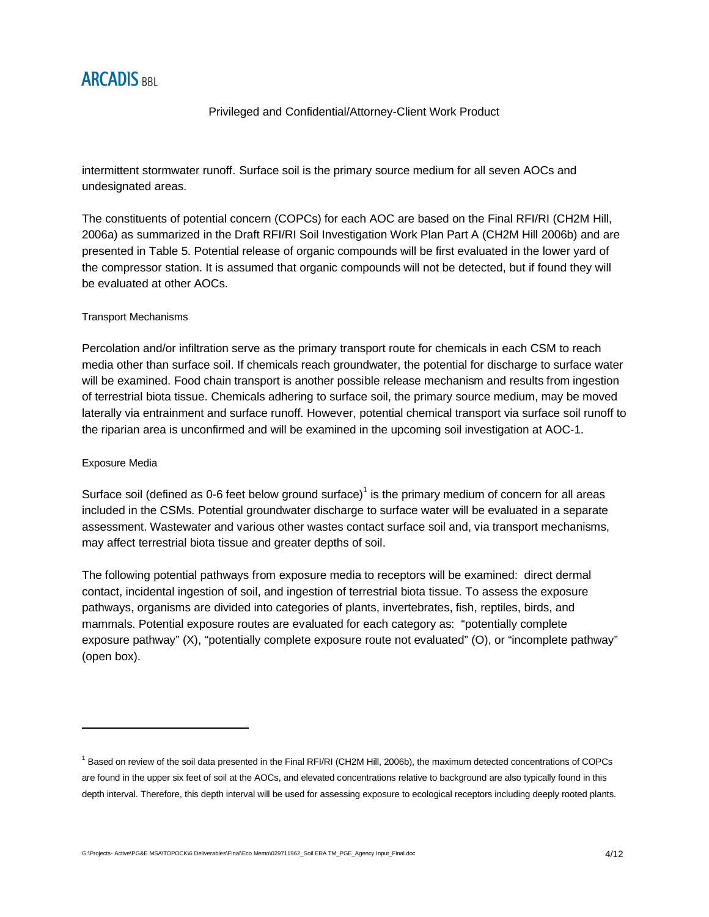Privileged and Confidential/Attorney-Client Work Product

intermittent stormwater runoff. Surface soil is the primary source medium for all seven AOCs and undesignated areas.

The constituents of potential concern (COPCs) for each AOC are based on the Final RFI/RI (CH2M Hill, 2006a) as summarized in the Draft RFI/RI Soil Investigation Work Plan Part A (CH2M Hill 2006b) and are presented in Table 5. Potential release of organic compounds will be first evaluated in the lower yard of the compressor station. It is assumed that organic compounds will not be detected, but if found they will be evaluated at other AOCs.

### Transport Mechanisms

Percolation and/or infiltration serve as the primary transport route for chemicals in each CSM to reach media other than surface soil. If chemicals reach groundwater, the potential for discharge to surface water will be examined. Food chain transport is another possible release mechanism and results from ingestion of terrestrial biota tissue. Chemicals adhering to surface soil, the primary source medium, may be moved laterally via entrainment and surface runoff. However, potential chemical transport via surface soil runoff to the riparian area is unconfirmed and will be examined in the upcoming soil investigation at AOC-1.

### Exposure Media

Surface soil (defined as 0-6 feet below ground surface)[1] is the primary medium of concern for all areas included in the CSMs. Potential groundwater discharge to surface water will be evaluated in a separate assessment. Wastewater and various other wastes contact surface soil and, via transport mechanisms, may affect terrestrial biota tissue and greater depths of soil.

The following potential pathways from exposure media to receptors will be examined: direct dermal contact, incidental ingestion of soil, and ingestion of terrestrial biota tissue. To assess the exposure pathways, organisms are divided into categories of plants, invertebrates, fish, reptiles, birds, and mammals. Potential exposure routes are evaluated for each category as: "potentially complete exposure pathway" (X), "potentially complete exposure route not evaluated" (O), or "incomplete pathway" (open box).

---

[1] Based on review of the soil data presented in the Final RFI/RI (CH2M Hill, 2006b), the maximum detected concentrations of COPCs are found in the upper six feet of soil at the AOCs, and elevated concentrations relative to background are also typically found in this depth interval. Therefore, this depth interval will be used for assessing exposure to ecological receptors including deeply rooted plants.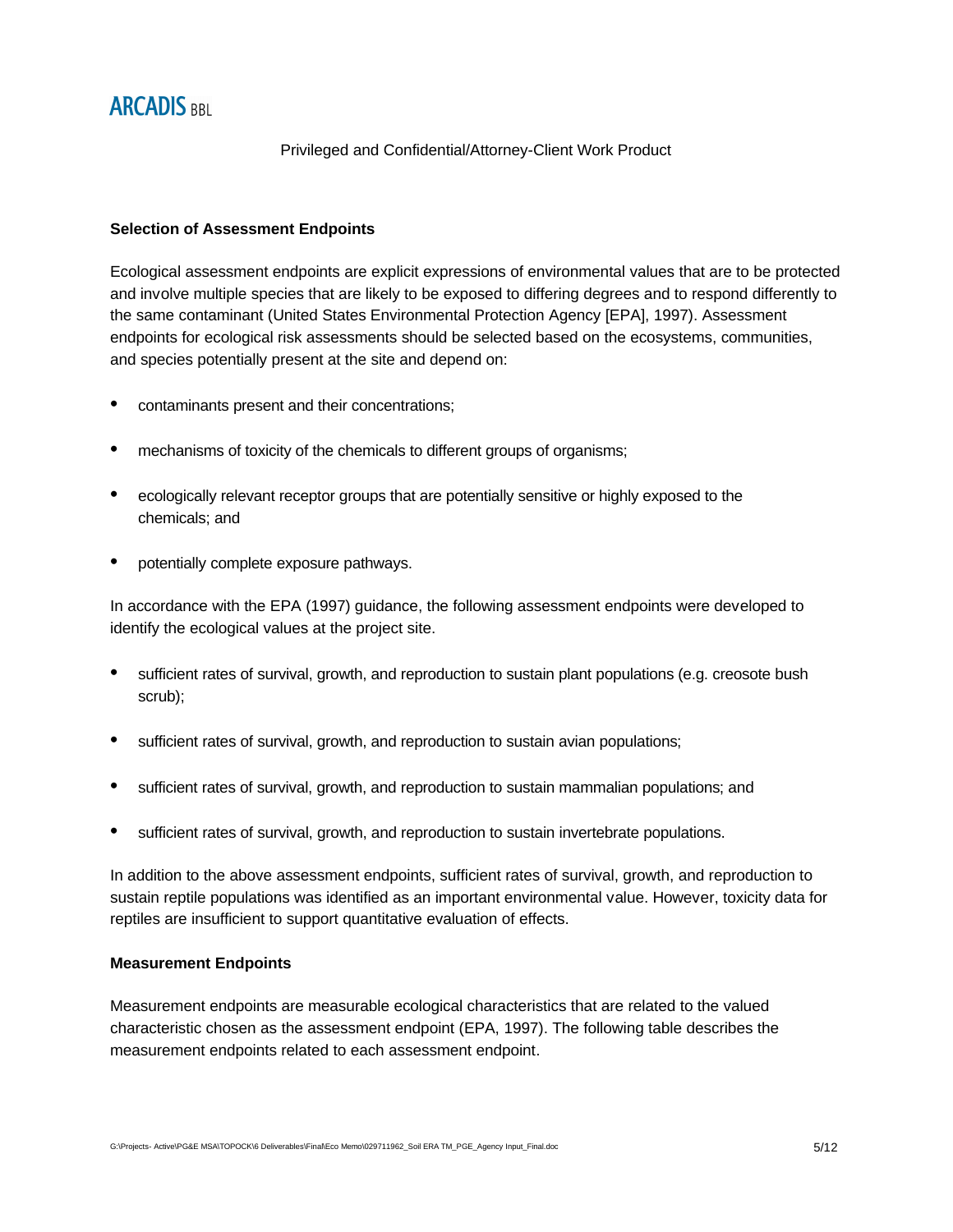Privileged and Confidential/Attorney-Client Work Product

**Selection of Assessment Endpoints**

Ecological assessment endpoints are explicit expressions of environmental values that are to be protected and involve multiple species that are likely to be exposed to differing degrees and to respond differently to the same contaminant (United States Environmental Protection Agency [EPA], 1997). Assessment endpoints for ecological risk assessments should be selected based on the ecosystems, communities, and species potentially present at the site and depend on:

- contaminants present and their concentrations;
- mechanisms of toxicity of the chemicals to different groups of organisms;
- ecologically relevant receptor groups that are potentially sensitive or highly exposed to the chemicals; and
- potentially complete exposure pathways.

In accordance with the EPA (1997) guidance, the following assessment endpoints were developed to identify the ecological values at the project site.

- sufficient rates of survival, growth, and reproduction to sustain plant populations (e.g. creosote bush scrub);
- sufficient rates of survival, growth, and reproduction to sustain avian populations;
- sufficient rates of survival, growth, and reproduction to sustain mammalian populations; and
- sufficient rates of survival, growth, and reproduction to sustain invertebrate populations.

In addition to the above assessment endpoints, sufficient rates of survival, growth, and reproduction to sustain reptile populations was identified as an important environmental value. However, toxicity data for reptiles are insufficient to support quantitative evaluation of effects.

**Measurement Endpoints**

Measurement endpoints are measurable ecological characteristics that are related to the valued characteristic chosen as the assessment endpoint (EPA, 1997). The following table describes the measurement endpoints related to each assessment endpoint.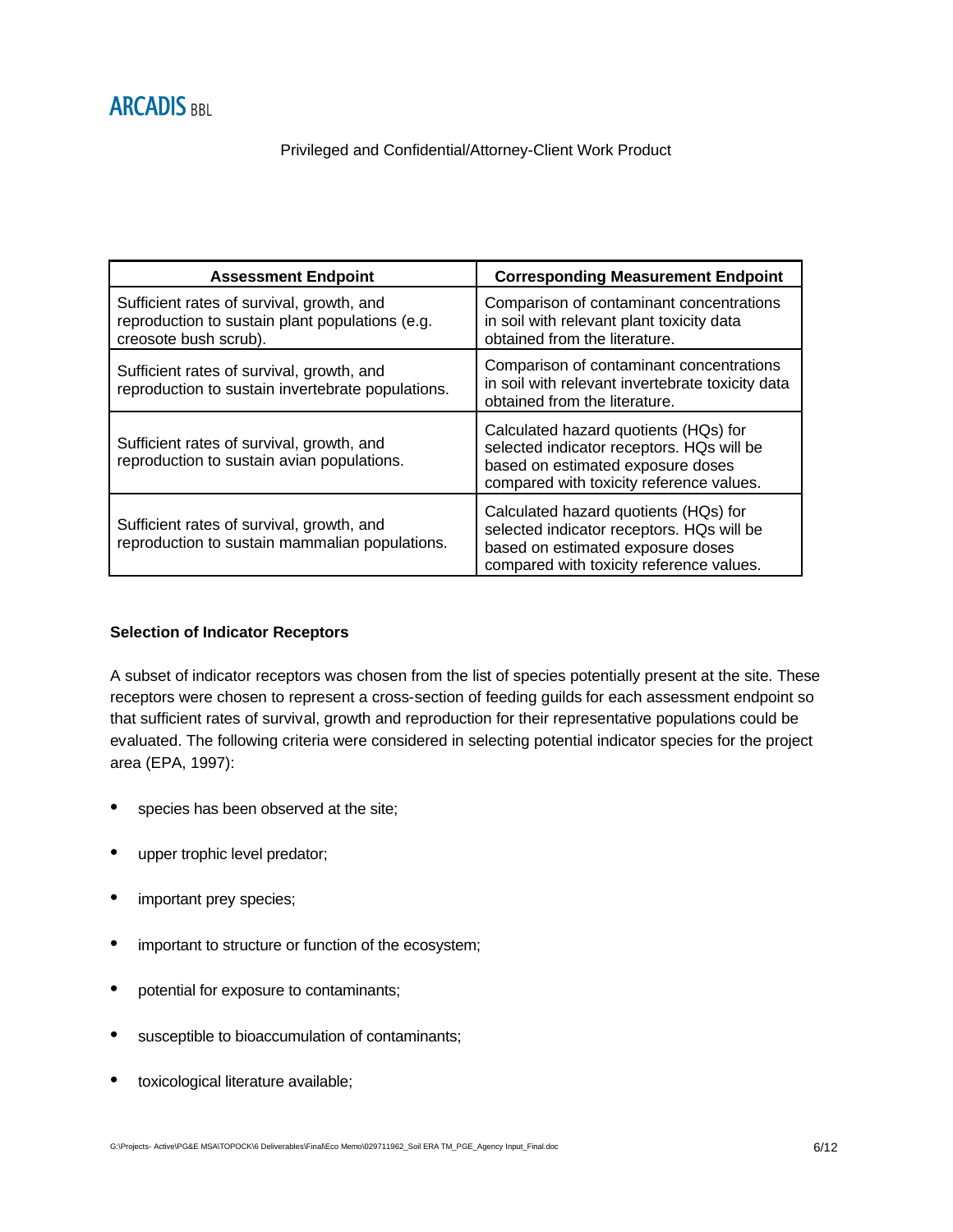| Assessment Endpoint | Corresponding Measurement Endpoint |
|---|---|
| Sufficient rates of survival, growth, and reproduction to sustain plant populations (e.g. creosote bush scrub). | Comparison of contaminant concentrations in soil with relevant plant toxicity data obtained from the literature. |
| Sufficient rates of survival, growth, and reproduction to sustain invertebrate populations. | Comparison of contaminant concentrations in soil with relevant invertebrate toxicity data obtained from the literature. |
| Sufficient rates of survival, growth, and reproduction to sustain avian populations. | Calculated hazard quotients (HQs) for selected indicator receptors. HQs will be based on estimated exposure doses compared with toxicity reference values. |
| Sufficient rates of survival, growth, and reproduction to sustain mammalian populations. | Calculated hazard quotients (HQs) for selected indicator receptors. HQs will be based on estimated exposure doses compared with toxicity reference values. |

**Selection of Indicator Receptors**

A subset of indicator receptors was chosen from the list of species potentially present at the site. These receptors were chosen to represent a cross-section of feeding guilds for each assessment endpoint so that sufficient rates of survival, growth and reproduction for their representative populations could be evaluated. The following criteria were considered in selecting potential indicator species for the project area (EPA, 1997):

- species has been observed at the site;
- upper trophic level predator;
- important prey species;
- important to structure or function of the ecosystem;
- potential for exposure to contaminants;
- susceptible to bioaccumulation of contaminants;
- toxicological literature available;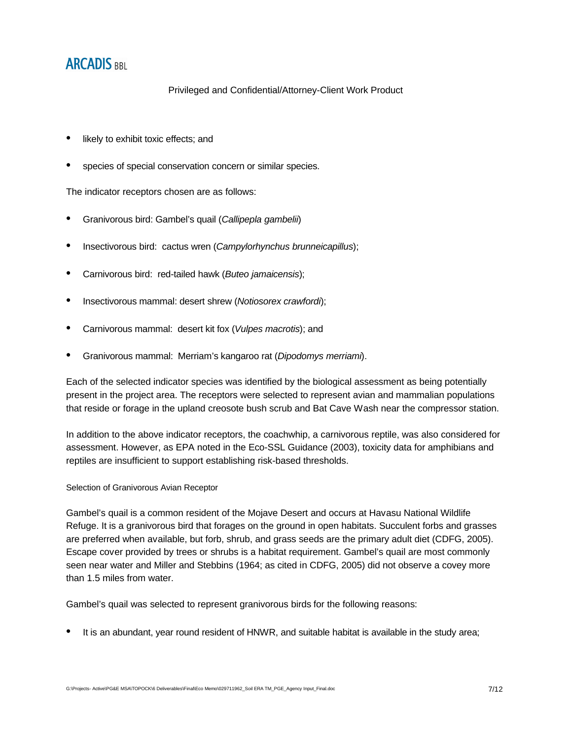- likely to exhibit toxic effects; and
- species of special conservation concern or similar species.

The indicator receptors chosen are as follows:

- Granivorous bird: Gambel's quail (*Callipepla gambelii*)
- Insectivorous bird: cactus wren (*Campylorhynchus brunneicapillus*);
- Carnivorous bird: red-tailed hawk (*Buteo jamaicensis*);
- Insectivorous mammal: desert shrew (*Notiosorex crawfordi*);
- Carnivorous mammal: desert kit fox (*Vulpes macrotis*); and
- Granivorous mammal: Merriam's kangaroo rat (*Dipodomys merriami*).

Each of the selected indicator species was identified by the biological assessment as being potentially present in the project area. The receptors were selected to represent avian and mammalian populations that reside or forage in the upland creosote bush scrub and Bat Cave Wash near the compressor station.

In addition to the above indicator receptors, the coachwhip, a carnivorous reptile, was also considered for assessment. However, as EPA noted in the Eco-SSL Guidance (2003), toxicity data for amphibians and reptiles are insufficient to support establishing risk-based thresholds.

#### Selection of Granivorous Avian Receptor

Gambel's quail is a common resident of the Mojave Desert and occurs at Havasu National Wildlife Refuge. It is a granivorous bird that forages on the ground in open habitats. Succulent forbs and grasses are preferred when available, but forb, shrub, and grass seeds are the primary adult diet (CDFG, 2005). Escape cover provided by trees or shrubs is a habitat requirement. Gambel's quail are most commonly seen near water and Miller and Stebbins (1964; as cited in CDFG, 2005) did not observe a covey more than 1.5 miles from water.

Gambel's quail was selected to represent granivorous birds for the following reasons:

- It is an abundant, year round resident of HNWR, and suitable habitat is available in the study area;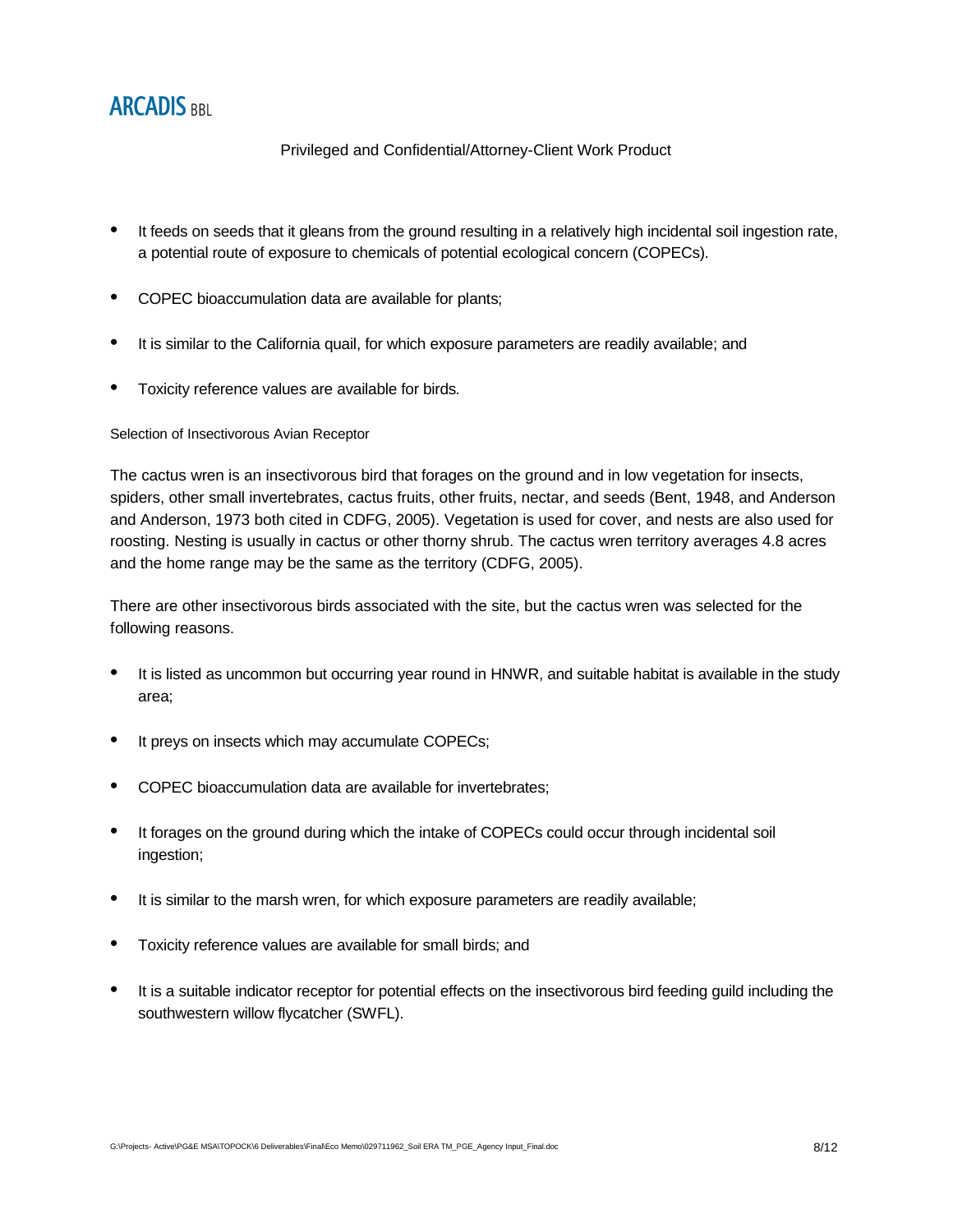- It feeds on seeds that it gleans from the ground resulting in a relatively high incidental soil ingestion rate, a potential route of exposure to chemicals of potential ecological concern (COPECs).
- COPEC bioaccumulation data are available for plants;
- It is similar to the California quail, for which exposure parameters are readily available; and
- Toxicity reference values are available for birds.

Selection of Insectivorous Avian Receptor

The cactus wren is an insectivorous bird that forages on the ground and in low vegetation for insects, spiders, other small invertebrates, cactus fruits, other fruits, nectar, and seeds (Bent, 1948, and Anderson and Anderson, 1973 both cited in CDFG, 2005). Vegetation is used for cover, and nests are also used for roosting. Nesting is usually in cactus or other thorny shrub. The cactus wren territory averages 4.8 acres and the home range may be the same as the territory (CDFG, 2005).

There are other insectivorous birds associated with the site, but the cactus wren was selected for the following reasons.

- It is listed as uncommon but occurring year round in HNWR, and suitable habitat is available in the study area;
- It preys on insects which may accumulate COPECs;
- COPEC bioaccumulation data are available for invertebrates;
- It forages on the ground during which the intake of COPECs could occur through incidental soil ingestion;
- It is similar to the marsh wren, for which exposure parameters are readily available;
- Toxicity reference values are available for small birds; and
- It is a suitable indicator receptor for potential effects on the insectivorous bird feeding guild including the southwestern willow flycatcher (SWFL).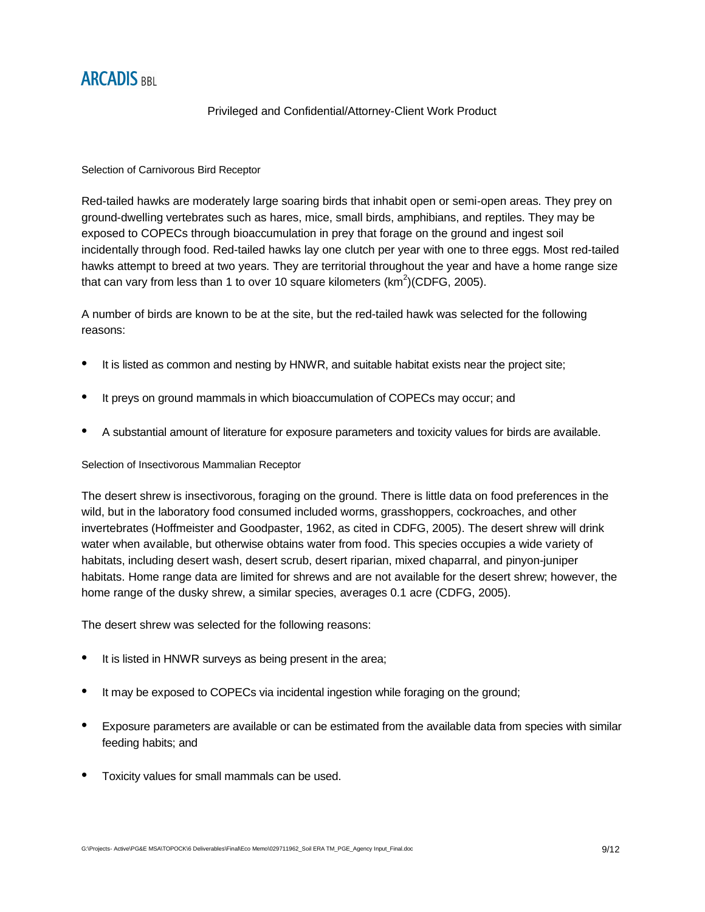Privileged and Confidential/Attorney-Client Work Product

Selection of Carnivorous Bird Receptor

Red-tailed hawks are moderately large soaring birds that inhabit open or semi-open areas. They prey on ground-dwelling vertebrates such as hares, mice, small birds, amphibians, and reptiles. They may be exposed to COPECs through bioaccumulation in prey that forage on the ground and ingest soil incidentally through food. Red-tailed hawks lay one clutch per year with one to three eggs. Most red-tailed hawks attempt to breed at two years. They are territorial throughout the year and have a home range size that can vary from less than 1 to over 10 square kilometers ($km^2$)(CDFG, 2005).

A number of birds are known to be at the site, but the red-tailed hawk was selected for the following reasons:

- It is listed as common and nesting by HNWR, and suitable habitat exists near the project site;
- It preys on ground mammals in which bioaccumulation of COPECs may occur; and
- A substantial amount of literature for exposure parameters and toxicity values for birds are available.

Selection of Insectivorous Mammalian Receptor

The desert shrew is insectivorous, foraging on the ground. There is little data on food preferences in the wild, but in the laboratory food consumed included worms, grasshoppers, cockroaches, and other invertebrates (Hoffmeister and Goodpaster, 1962, as cited in CDFG, 2005). The desert shrew will drink water when available, but otherwise obtains water from food. This species occupies a wide variety of habitats, including desert wash, desert scrub, desert riparian, mixed chaparral, and pinyon-juniper habitats. Home range data are limited for shrews and are not available for the desert shrew; however, the home range of the dusky shrew, a similar species, averages 0.1 acre (CDFG, 2005).

The desert shrew was selected for the following reasons:

- It is listed in HNWR surveys as being present in the area;
- It may be exposed to COPECs via incidental ingestion while foraging on the ground;
- Exposure parameters are available or can be estimated from the available data from species with similar feeding habits; and
- Toxicity values for small mammals can be used.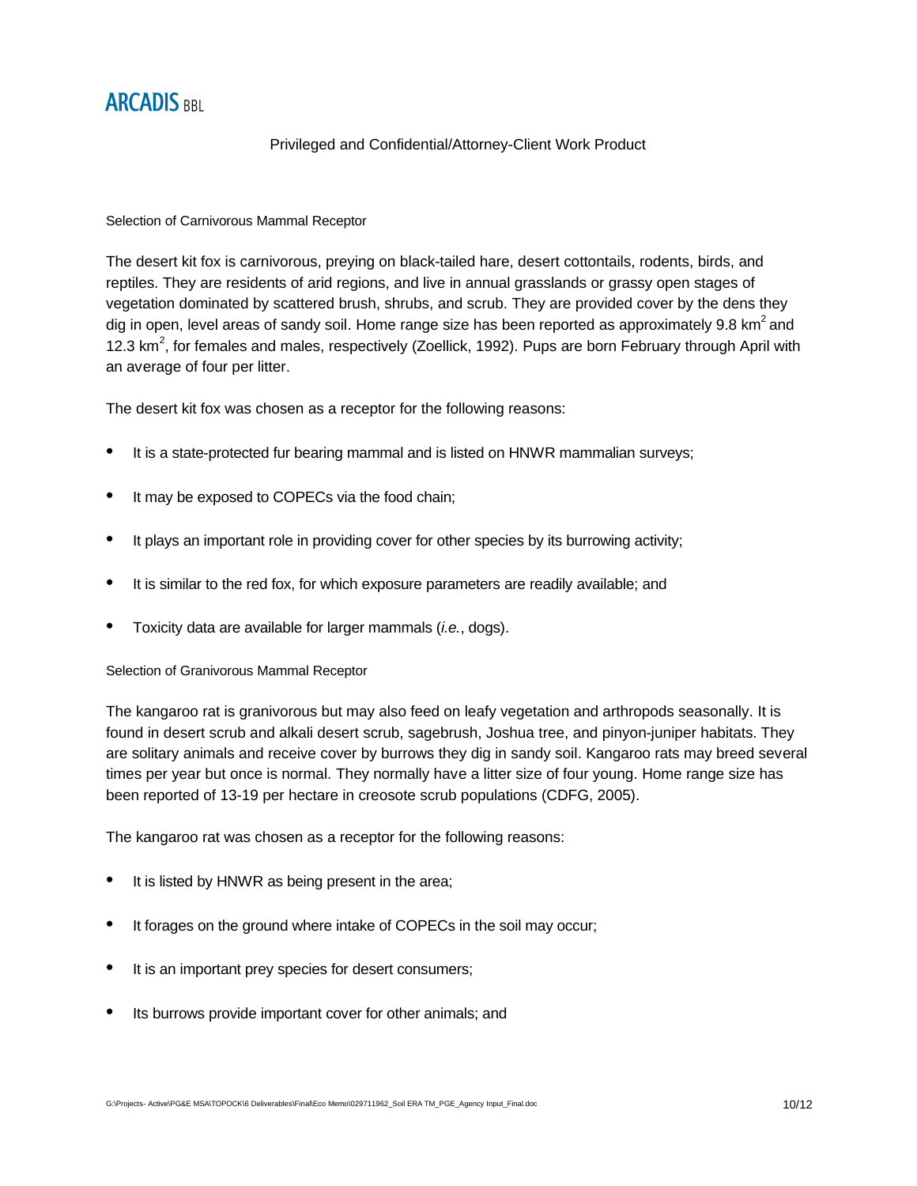Privileged and Confidential/Attorney-Client Work Product

### Selection of Carnivorous Mammal Receptor

The desert kit fox is carnivorous, preying on black-tailed hare, desert cottontails, rodents, birds, and reptiles. They are residents of arid regions, and live in annual grasslands or grassy open stages of vegetation dominated by scattered brush, shrubs, and scrub. They are provided cover by the dens they dig in open, level areas of sandy soil. Home range size has been reported as approximately 9.8 $km^2$ and 12.3 $km^2$, for females and males, respectively (Zoellick, 1992). Pups are born February through April with an average of four per litter.

The desert kit fox was chosen as a receptor for the following reasons:

- It is a state-protected fur bearing mammal and is listed on HNWR mammalian surveys;
- It may be exposed to COPECs via the food chain;
- It plays an important role in providing cover for other species by its burrowing activity;
- It is similar to the red fox, for which exposure parameters are readily available; and
- Toxicity data are available for larger mammals (*i.e.*, dogs).

### Selection of Granivorous Mammal Receptor

The kangaroo rat is granivorous but may also feed on leafy vegetation and arthropods seasonally. It is found in desert scrub and alkali desert scrub, sagebrush, Joshua tree, and pinyon-juniper habitats. They are solitary animals and receive cover by burrows they dig in sandy soil. Kangaroo rats may breed several times per year but once is normal. They normally have a litter size of four young. Home range size has been reported of 13-19 per hectare in creosote scrub populations (CDFG, 2005).

The kangaroo rat was chosen as a receptor for the following reasons:

- It is listed by HNWR as being present in the area;
- It forages on the ground where intake of COPECs in the soil may occur;
- It is an important prey species for desert consumers;
- Its burrows provide important cover for other animals; and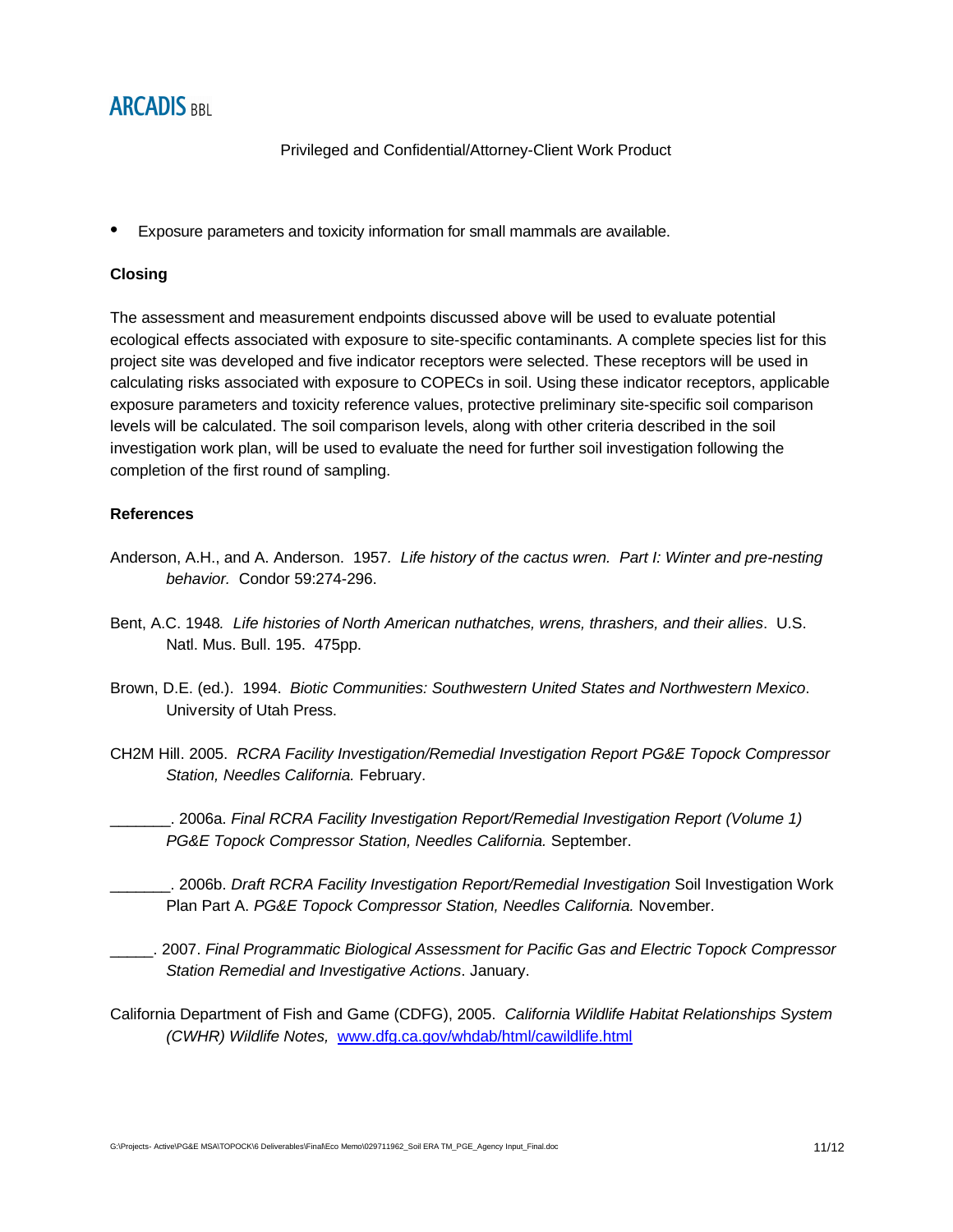Privileged and Confidential/Attorney-Client Work Product

- Exposure parameters and toxicity information for small mammals are available.

**Closing**

The assessment and measurement endpoints discussed above will be used to evaluate potential ecological effects associated with exposure to site-specific contaminants. A complete species list for this project site was developed and five indicator receptors were selected. These receptors will be used in calculating risks associated with exposure to COPECs in soil. Using these indicator receptors, applicable exposure parameters and toxicity reference values, protective preliminary site-specific soil comparison levels will be calculated. The soil comparison levels, along with other criteria described in the soil investigation work plan, will be used to evaluate the need for further soil investigation following the completion of the first round of sampling.

**References**

Anderson, A.H., and A. Anderson. 1957. *Life history of the cactus wren. Part I: Winter and pre-nesting behavior.* Condor 59:274-296.

Bent, A.C. 1948. *Life histories of North American nuthatches, wrens, thrashers, and their allies*. U.S. Natl. Mus. Bull. 195. 475pp.

Brown, D.E. (ed.). 1994. *Biotic Communities: Southwestern United States and Northwestern Mexico*. University of Utah Press.

CH2M Hill. 2005. *RCRA Facility Investigation/Remedial Investigation Report PG&E Topock Compressor Station, Needles California.* February.

_______. 2006a. *Final RCRA Facility Investigation Report/Remedial Investigation Report (Volume 1) PG&E Topock Compressor Station, Needles California.* September.

_______. 2006b. *Draft RCRA Facility Investigation Report/Remedial Investigation* Soil Investigation Work Plan Part A. *PG&E Topock Compressor Station, Needles California.* November.

_____. 2007. *Final Programmatic Biological Assessment for Pacific Gas and Electric Topock Compressor Station Remedial and Investigative Actions*. January.

California Department of Fish and Game (CDFG), 2005. *California Wildlife Habitat Relationships System (CWHR) Wildlife Notes,* www.dfg.ca.gov/whdab/html/cawildlife.html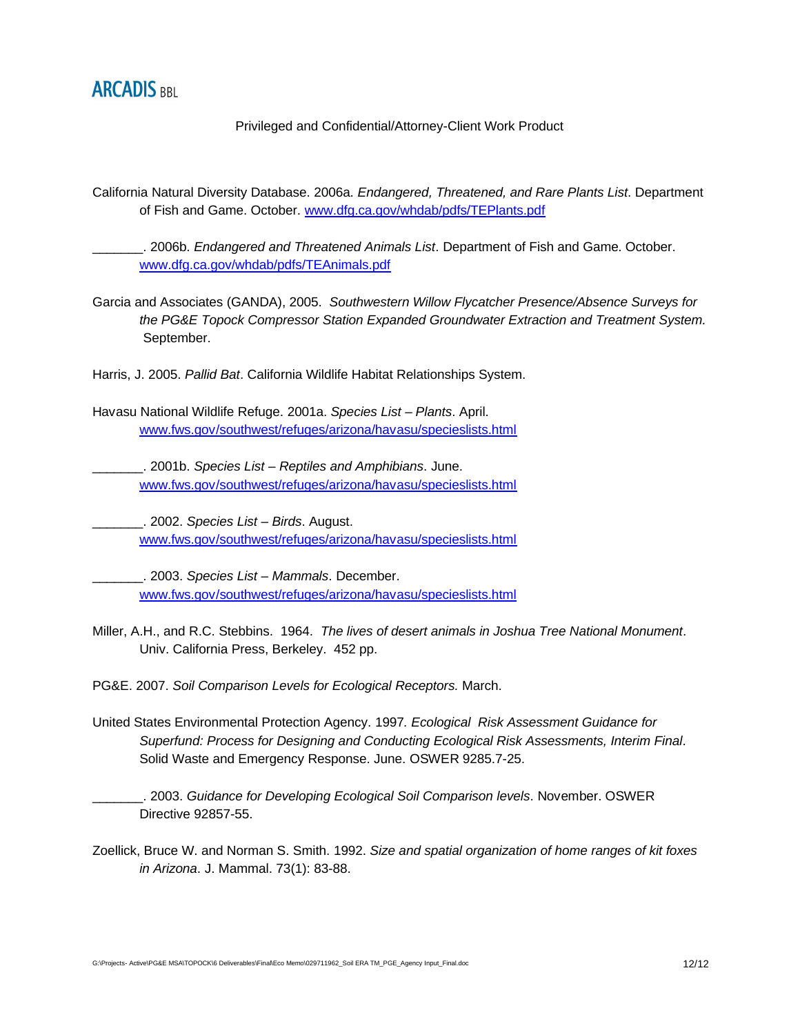Privileged and Confidential/Attorney-Client Work Product

California Natural Diversity Database. 2006a. *Endangered, Threatened, and Rare Plants List*. Department of Fish and Game. October. www.dfg.ca.gov/whdab/pdfs/TEPlants.pdf

_______. 2006b. *Endangered and Threatened Animals List*. Department of Fish and Game. October. www.dfg.ca.gov/whdab/pdfs/TEAnimals.pdf

Garcia and Associates (GANDA), 2005. *Southwestern Willow Flycatcher Presence/Absence Surveys for the PG&E Topock Compressor Station Expanded Groundwater Extraction and Treatment System.* September.

Harris, J. 2005. *Pallid Bat*. California Wildlife Habitat Relationships System.

Havasu National Wildlife Refuge. 2001a. *Species List – Plants*. April. www.fws.gov/southwest/refuges/arizona/havasu/specieslists.html

_______. 2001b. *Species List – Reptiles and Amphibians*. June. www.fws.gov/southwest/refuges/arizona/havasu/specieslists.html

_______. 2002. *Species List – Birds*. August. www.fws.gov/southwest/refuges/arizona/havasu/specieslists.html

_______. 2003. *Species List – Mammals*. December. www.fws.gov/southwest/refuges/arizona/havasu/specieslists.html

Miller, A.H., and R.C. Stebbins. 1964. *The lives of desert animals in Joshua Tree National Monument*. Univ. California Press, Berkeley. 452 pp.

PG&E. 2007. *Soil Comparison Levels for Ecological Receptors.* March.

United States Environmental Protection Agency. 1997. *Ecological Risk Assessment Guidance for Superfund: Process for Designing and Conducting Ecological Risk Assessments, Interim Final*. Solid Waste and Emergency Response. June. OSWER 9285.7-25.

_______. 2003. *Guidance for Developing Ecological Soil Comparison levels*. November. OSWER Directive 92857-55.

Zoellick, Bruce W. and Norman S. Smith. 1992. *Size and spatial organization of home ranges of kit foxes in Arizona*. J. Mammal. 73(1): 83-88.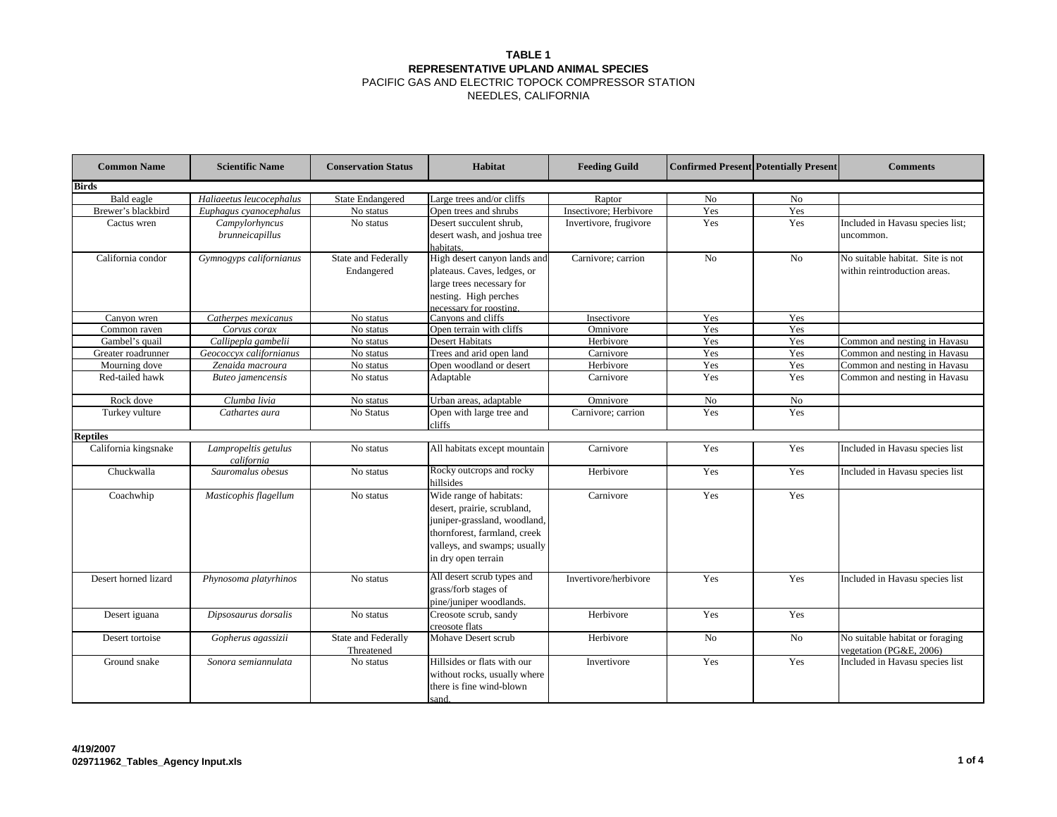**TABLE 1**
**REPRESENTATIVE UPLAND ANIMAL SPECIES**
PACIFIC GAS AND ELECTRIC TOPOCK COMPRESSOR STATION
NEEDLES, CALIFORNIA

| Common Name | Scientific Name | Conservation Status | Habitat | Feeding Guild | Confirmed Present | Potentially Present | Comments |
|---|---|---|---|---|---|---|---|
| **Birds** | | | | | | | |
| Bald eagle | *Haliaeetus leucocephalus* | State Endangered | Large trees and/or cliffs | Raptor | No | No | |
| Brewer's blackbird | *Euphagus cyanocephalus* | No status | Open trees and shrubs | Insectivore; Herbivore | Yes | Yes | |
| Cactus wren | *Campylorhyncus brunneicapillus* | No status | Desert succulent shrub, desert wash, and joshua tree habitats. | Invertivore, frugivore | Yes | Yes | Included in Havasu species list; uncommon. |
| California condor | *Gymnogyps californianus* | State and Federally Endangered | High desert canyon lands and plateaus. Caves, ledges, or large trees necessary for nesting. High perches necessary for roosting. | Carnivore; carrion | No | No | No suitable habitat. Site is not within reintroduction areas. |
| Canyon wren | *Catherpes mexicanus* | No status | Canyons and cliffs | Insectivore | Yes | Yes | |
| Common raven | *Corvus corax* | No status | Open terrain with cliffs | Omnivore | Yes | Yes | |
| Gambel's quail | *Callipepla gambelii* | No status | Desert Habitats | Herbivore | Yes | Yes | Common and nesting in Havasu |
| Greater roadrunner | *Geococcyx californianus* | No status | Trees and arid open land | Carnivore | Yes | Yes | Common and nesting in Havasu |
| Mourning dove | *Zenaida macroura* | No status | Open woodland or desert | Herbivore | Yes | Yes | Common and nesting in Havasu |
| Red-tailed hawk | *Buteo jamencensis* | No status | Adaptable | Carnivore | Yes | Yes | Common and nesting in Havasu |
| Rock dove | *Clumba livia* | No status | Urban areas, adaptable | Omnivore | No | No | |
| Turkey vulture | *Cathartes aura* | No Status | Open with large tree and cliffs | Carnivore; carrion | Yes | Yes | |
| **Reptiles** | | | | | | | |
| California kingsnake | *Lampropeltis getulus california* | No status | All habitats except mountain | Carnivore | Yes | Yes | Included in Havasu species list |
| Chuckwalla | *Sauromalus obesus* | No status | Rocky outcrops and rocky hillsides | Herbivore | Yes | Yes | Included in Havasu species list |
| Coachwhip | *Masticophis flagellum* | No status | Wide range of habitats: desert, prairie, scrubland, juniper-grassland, woodland, thornforest, farmland, creek valleys, and swamps; usually in dry open terrain | Carnivore | Yes | Yes | |
| Desert horned lizard | *Phynosoma platyrhinos* | No status | All desert scrub types and grass/forb stages of pine/juniper woodlands. | Invertivore/herbivore | Yes | Yes | Included in Havasu species list |
| Desert iguana | *Dipsosaurus dorsalis* | No status | Creosote scrub, sandy creosote flats | Herbivore | Yes | Yes | |
| Desert tortoise | *Gopherus agassizii* | State and Federally Threatened | Mohave Desert scrub | Herbivore | No | No | No suitable habitat or foraging vegetation (PG&E, 2006) |
| Ground snake | *Sonora semiannulata* | No status | Hillsides or flats with our without rocks, usually where there is fine wind-blown sand. | Invertivore | Yes | Yes | Included in Havasu species list |

4/19/2007
029711962_Tables_Agency Input.xls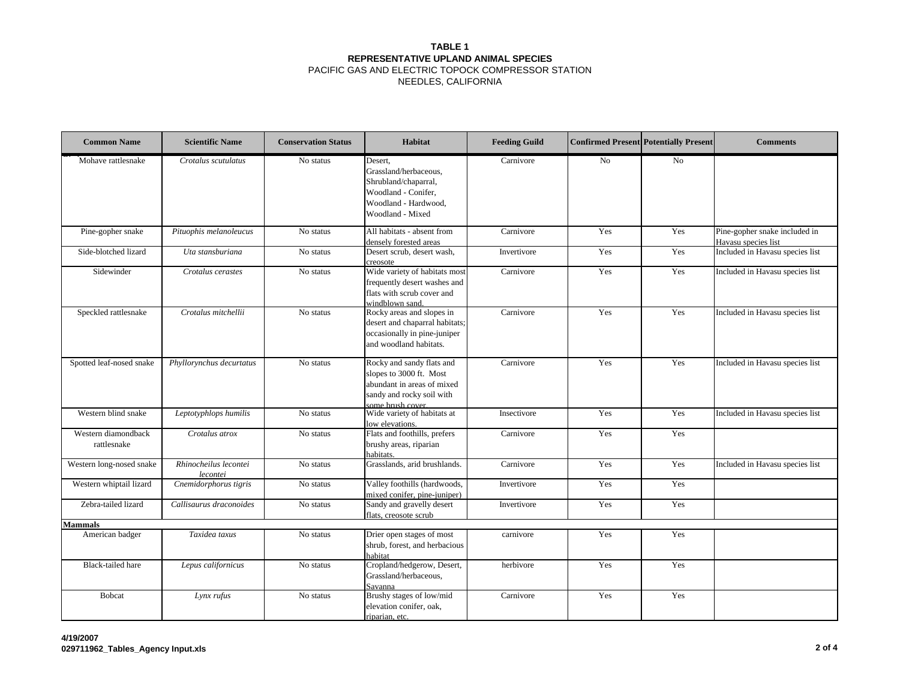**TABLE 1**
**REPRESENTATIVE UPLAND ANIMAL SPECIES**
PACIFIC GAS AND ELECTRIC TOPOCK COMPRESSOR STATION
NEEDLES, CALIFORNIA

| Common Name | Scientific Name | Conservation Status | Habitat | Feeding Guild | Confirmed Present | Potentially Present | Comments |
|---|---|---|---|---|---|---|---|
| Mohave rattlesnake | *Crotalus scutulatus* | No status | Desert, Grassland/herbaceous, Shrubland/chaparral, Woodland - Conifer, Woodland - Hardwood, Woodland - Mixed | Carnivore | No | No | |
| Pine-gopher snake | *Pituophis melanoleucus* | No status | All habitats - absent from densely forested areas | Carnivore | Yes | Yes | Pine-gopher snake included in Havasu species list |
| Side-blotched lizard | *Uta stansburiana* | No status | Desert scrub, desert wash, creosote | Invertivore | Yes | Yes | Included in Havasu species list |
| Sidewinder | *Crotalus cerastes* | No status | Wide variety of habitats most frequently desert washes and flats with scrub cover and windblown sand. | Carnivore | Yes | Yes | Included in Havasu species list |
| Speckled rattlesnake | *Crotalus mitchellii* | No status | Rocky areas and slopes in desert and chaparral habitats; occasionally in pine-juniper and woodland habitats. | Carnivore | Yes | Yes | Included in Havasu species list |
| Spotted leaf-nosed snake | *Phyllorynchus decurtatus* | No status | Rocky and sandy flats and slopes to 3000 ft. Most abundant in areas of mixed sandy and rocky soil with some brush cover. | Carnivore | Yes | Yes | Included in Havasu species list |
| Western blind snake | *Leptotyphlops humilis* | No status | Wide variety of habitats at low elevations. | Insectivore | Yes | Yes | Included in Havasu species list |
| Western diamondback rattlesnake | *Crotalus atrox* | No status | Flats and foothills, prefers brushy areas, riparian habitats. | Carnivore | Yes | Yes | |
| Western long-nosed snake | *Rhinocheilus lecontei lecontei* | No status | Grasslands, arid brushlands. | Carnivore | Yes | Yes | Included in Havasu species list |
| Western whiptail lizard | *Cnemidorphorus tigris* | No status | Valley foothills (hardwoods, mixed conifer, pine-juniper) | Invertivore | Yes | Yes | |
| Zebra-tailed lizard | *Callisaurus draconoides* | No status | Sandy and gravelly desert flats, creosote scrub | Invertivore | Yes | Yes | |
| **Mammals** | | | | | | | |
| American badger | *Taxidea taxus* | No status | Drier open stages of most shrub, forest, and herbacious habitat | carnivore | Yes | Yes | |
| Black-tailed hare | *Lepus californicus* | No status | Cropland/hedgerow, Desert, Grassland/herbaceous, Savanna | herbivore | Yes | Yes | |
| Bobcat | *Lynx rufus* | No status | Brushy stages of low/mid elevation conifer, oak, riparian, etc. | Carnivore | Yes | Yes | |

**4/19/2007**
**029711962_Tables_Agency Input.xls**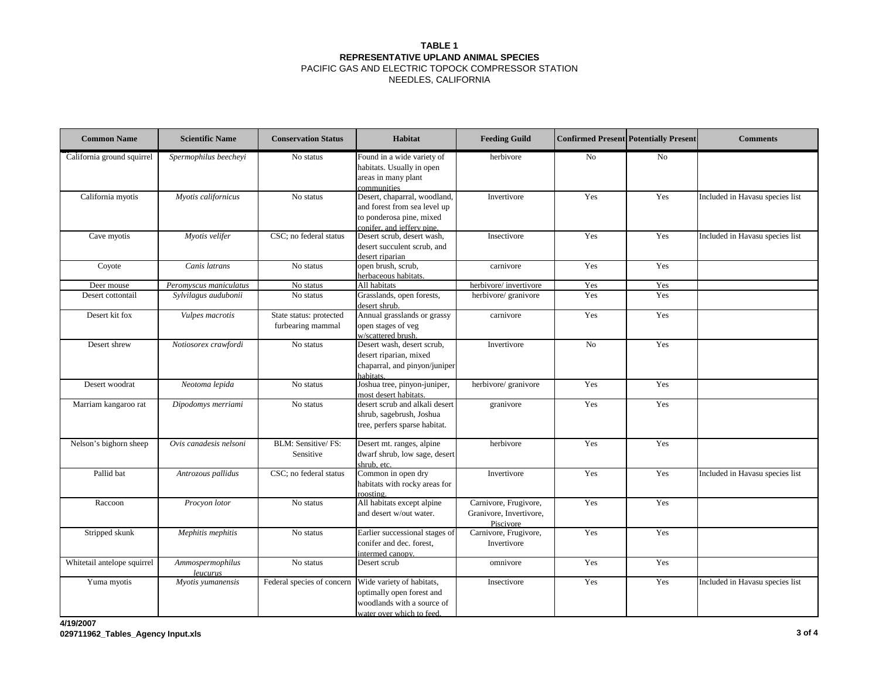**TABLE 1**
**REPRESENTATIVE UPLAND ANIMAL SPECIES**
PACIFIC GAS AND ELECTRIC TOPOCK COMPRESSOR STATION
NEEDLES, CALIFORNIA

| Common Name | Scientific Name | Conservation Status | Habitat | Feeding Guild | Confirmed Present | Potentially Present | Comments |
|---|---|---|---|---|---|---|---|
| California ground squirrel | *Spermophilus beecheyi* | No status | Found in a wide variety of habitats. Usually in open areas in many plant communities | herbivore | No | No | |
| California myotis | *Myotis californicus* | No status | Desert, chaparral, woodland, and forest from sea level up to ponderosa pine, mixed conifer, and jeffery pine. | Invertivore | Yes | Yes | Included in Havasu species list |
| Cave myotis | *Myotis velifer* | CSC; no federal status | Desert scrub, desert wash, desert succulent scrub, and desert riparian | Insectivore | Yes | Yes | Included in Havasu species list |
| Coyote | *Canis latrans* | No status | open brush, scrub, herbaceous habitats. | carnivore | Yes | Yes | |
| Deer mouse | *Peromyscus maniculatus* | No status | All habitats | herbivore/ invertivore | Yes | Yes | |
| Desert cottontail | *Sylvilagus audubonii* | No status | Grasslands, open forests, desert shrub. | herbivore/ granivore | Yes | Yes | |
| Desert kit fox | *Vulpes macrotis* | State status: protected furbearing mammal | Annual grasslands or grassy open stages of veg w/scattered brush. | carnivore | Yes | Yes | |
| Desert shrew | *Notiosorex crawfordi* | No status | Desert wash, desert scrub, desert riparian, mixed chaparral, and pinyon/juniper habitats. | Invertivore | No | Yes | |
| Desert woodrat | *Neotoma lepida* | No status | Joshua tree, pinyon-juniper, most desert habitats. | herbivore/ granivore | Yes | Yes | |
| Marriam kangaroo rat | *Dipodomys merriami* | No status | desert scrub and alkali desert shrub, sagebrush, Joshua tree, perfers sparse habitat. | granivore | Yes | Yes | |
| Nelson's bighorn sheep | *Ovis canadesis nelsoni* | BLM: Sensitive/ FS: Sensitive | Desert mt. ranges, alpine dwarf shrub, low sage, desert shrub, etc. | herbivore | Yes | Yes | |
| Pallid bat | *Antrozous pallidus* | CSC; no federal status | Common in open dry habitats with rocky areas for roosting. | Invertivore | Yes | Yes | Included in Havasu species list |
| Raccoon | *Procyon lotor* | No status | All habitats except alpine and desert w/out water. | Carnivore, Frugivore, Granivore, Invertivore, Piscivore | Yes | Yes | |
| Stripped skunk | *Mephitis mephitis* | No status | Earlier successional stages of conifer and dec. forest, intermed canopy. | Carnivore, Frugivore, Invertivore | Yes | Yes | |
| Whitetail antelope squirrel | *Ammospermophilus leucurus* | No status | Desert scrub | omnivore | Yes | Yes | |
| Yuma myotis | *Myotis yumanensis* | Federal species of concern | Wide variety of habitats, optimally open forest and woodlands with a source of water over which to feed. | Insectivore | Yes | Yes | Included in Havasu species list |

**4/19/2007**
**029711962_Tables_Agency Input.xls**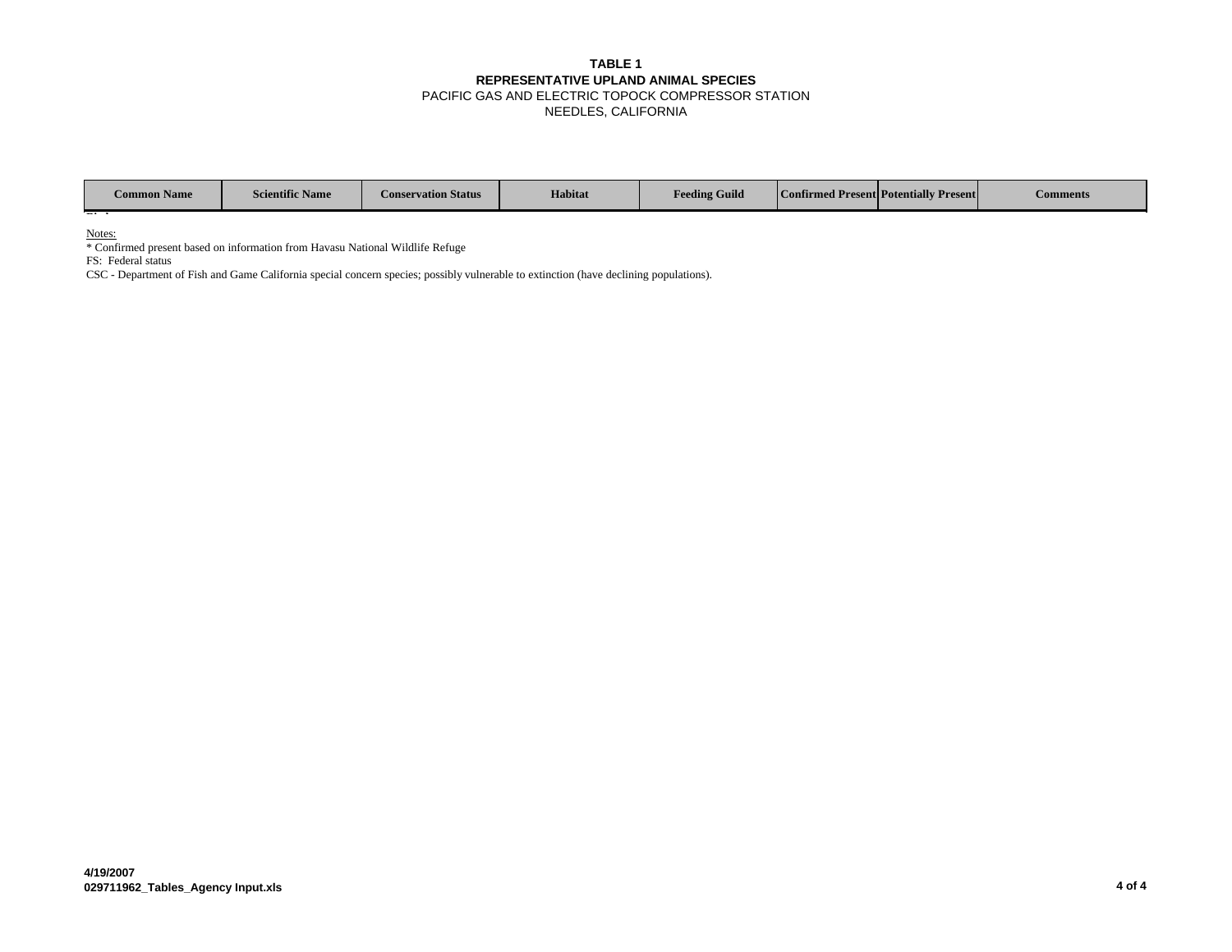**TABLE 1**
**REPRESENTATIVE UPLAND ANIMAL SPECIES**
PACIFIC GAS AND ELECTRIC TOPOCK COMPRESSOR STATION
NEEDLES, CALIFORNIA

| Common Name | Scientific Name | Conservation Status | Habitat | Feeding Guild | Confirmed Present | Potentially Present | Comments |
|---|---|---|---|---|---|---|---|

Notes:

* Confirmed present based on information from Havasu National Wildlife Refuge

FS: Federal status

CSC - Department of Fish and Game California special concern species; possibly vulnerable to extinction (have declining populations).

4/19/2007
029711962_Tables_Agency Input.xls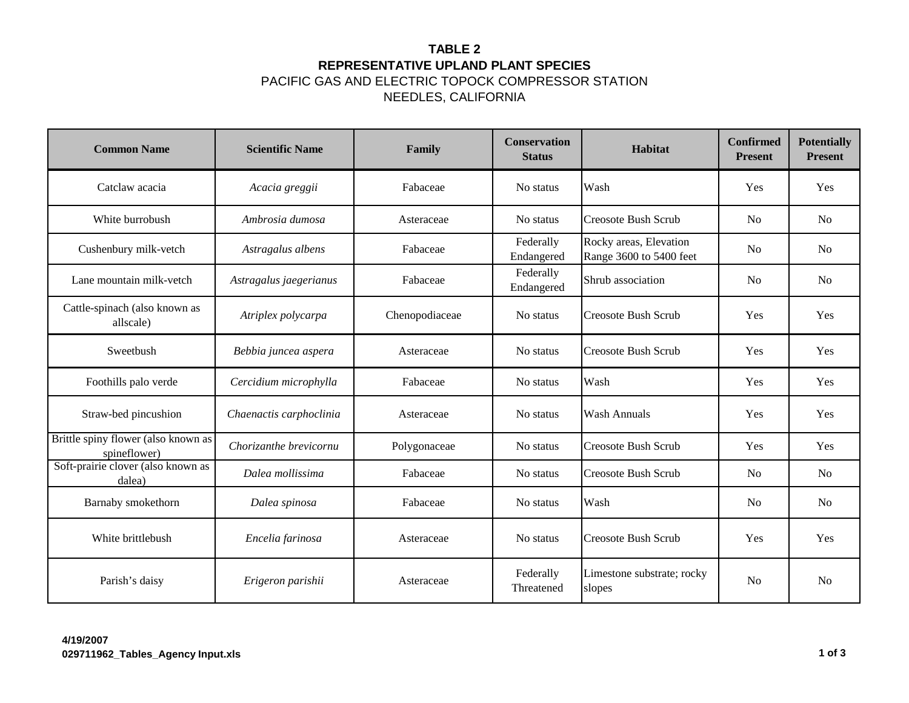# TABLE 2
## REPRESENTATIVE UPLAND PLANT SPECIES
PACIFIC GAS AND ELECTRIC TOPOCK COMPRESSOR STATION
NEEDLES, CALIFORNIA

| Common Name | Scientific Name | Family | Conservation Status | Habitat | Confirmed Present | Potentially Present |
|---|---|---|---|---|---|---|
| Catclaw acacia | *Acacia greggii* | Fabaceae | No status | Wash | Yes | Yes |
| White burrobush | *Ambrosia dumosa* | Asteraceae | No status | Creosote Bush Scrub | No | No |
| Cushenbury milk-vetch | *Astragalus albens* | Fabaceae | Federally Endangered | Rocky areas, Elevation Range 3600 to 5400 feet | No | No |
| Lane mountain milk-vetch | *Astragalus jaegerianus* | Fabaceae | Federally Endangered | Shrub association | No | No |
| Cattle-spinach (also known as allscale) | *Atriplex polycarpa* | Chenopodiaceae | No status | Creosote Bush Scrub | Yes | Yes |
| Sweetbush | *Bebbia juncea aspera* | Asteraceae | No status | Creosote Bush Scrub | Yes | Yes |
| Foothills palo verde | *Cercidium microphylla* | Fabaceae | No status | Wash | Yes | Yes |
| Straw-bed pincushion | *Chaenactis carphoclinia* | Asteraceae | No status | Wash Annuals | Yes | Yes |
| Brittle spiny flower (also known as spineflower) | *Chorizanthe brevicornu* | Polygonaceae | No status | Creosote Bush Scrub | Yes | Yes |
| Soft-prairie clover (also known as dalea) | *Dalea mollissima* | Fabaceae | No status | Creosote Bush Scrub | No | No |
| Barnaby smokethorn | *Dalea spinosa* | Fabaceae | No status | Wash | No | No |
| White brittlebush | *Encelia farinosa* | Asteraceae | No status | Creosote Bush Scrub | Yes | Yes |
| Parish's daisy | *Erigeron parishii* | Asteraceae | Federally Threatened | Limestone substrate; rocky slopes | No | No |

**4/19/2007**
**029711962_Tables_Agency Input.xls**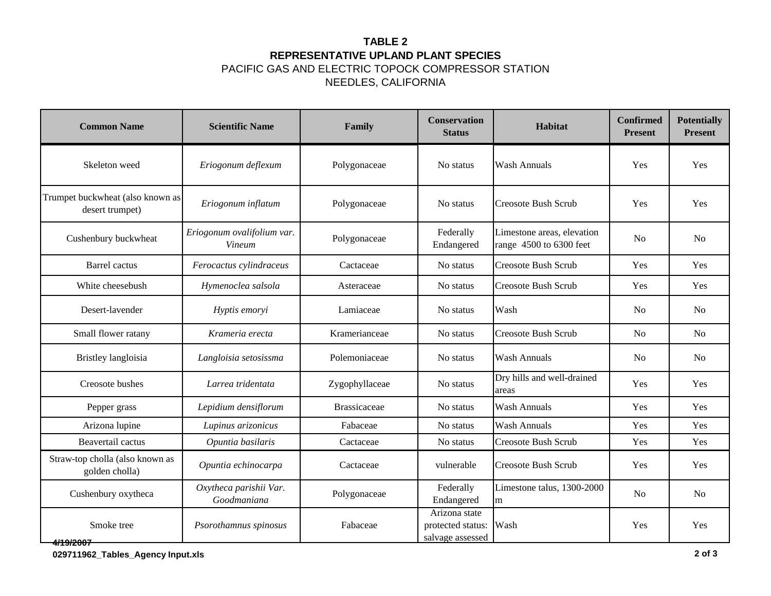**TABLE 2**
**REPRESENTATIVE UPLAND PLANT SPECIES**
PACIFIC GAS AND ELECTRIC TOPOCK COMPRESSOR STATION
NEEDLES, CALIFORNIA

| Common Name | Scientific Name | Family | Conservation Status | Habitat | Confirmed Present | Potentially Present |
|---|---|---|---|---|---|---|
| Skeleton weed | *Eriogonum deflexum* | Polygonaceae | No status | Wash Annuals | Yes | Yes |
| Trumpet buckwheat (also known as desert trumpet) | *Eriogonum inflatum* | Polygonaceae | No status | Creosote Bush Scrub | Yes | Yes |
| Cushenbury buckwheat | *Eriogonum ovalifolium var. Vineum* | Polygonaceae | Federally Endangered | Limestone areas, elevation range 4500 to 6300 feet | No | No |
| Barrel cactus | *Ferocactus cylindraceus* | Cactaceae | No status | Creosote Bush Scrub | Yes | Yes |
| White cheesebush | *Hymenoclea salsola* | Asteraceae | No status | Creosote Bush Scrub | Yes | Yes |
| Desert-lavender | *Hyptis emoryi* | Lamiaceae | No status | Wash | No | No |
| Small flower ratany | *Krameria erecta* | Kramerianceae | No status | Creosote Bush Scrub | No | No |
| Bristley langloisia | *Langloisia setosissma* | Polemoniaceae | No status | Wash Annuals | No | No |
| Creosote bushes | *Larrea tridentata* | Zygophyllaceae | No status | Dry hills and well-drained areas | Yes | Yes |
| Pepper grass | *Lepidium densiflorum* | Brassicaceae | No status | Wash Annuals | Yes | Yes |
| Arizona lupine | *Lupinus arizonicus* | Fabaceae | No status | Wash Annuals | Yes | Yes |
| Beavertail cactus | *Opuntia basilaris* | Cactaceae | No status | Creosote Bush Scrub | Yes | Yes |
| Straw-top cholla (also known as golden cholla) | *Opuntia echinocarpa* | Cactaceae | vulnerable | Creosote Bush Scrub | Yes | Yes |
| Cushenbury oxytheca | *Oxytheca parishii Var. Goodmaniana* | Polygonaceae | Federally Endangered | Limestone talus, 1300-2000 m | No | No |
| Smoke tree | *Psorothamnus spinosus* | Fabaceae | Arizona state protected status: salvage assessed | Wash | Yes | Yes |

4/19/2007
029711962_Tables_Agency Input.xls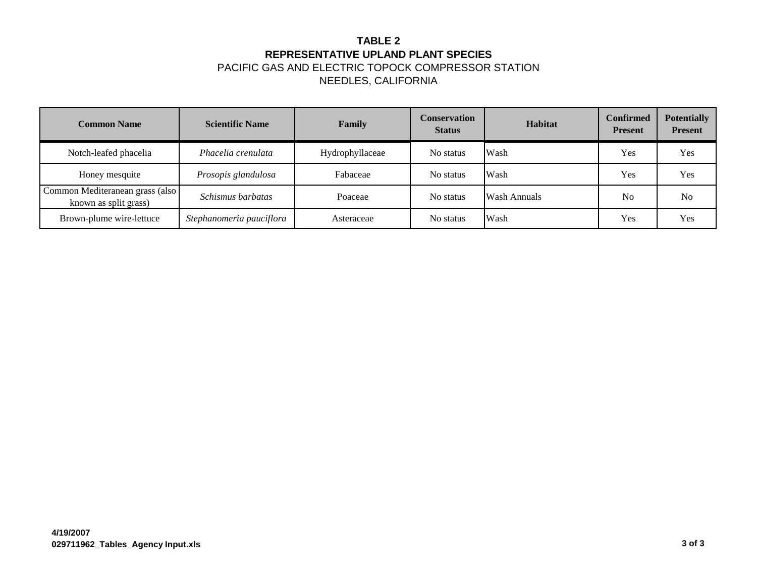# TABLE 2
## REPRESENTATIVE UPLAND PLANT SPECIES
PACIFIC GAS AND ELECTRIC TOPOCK COMPRESSOR STATION
NEEDLES, CALIFORNIA

| Common Name | Scientific Name | Family | Conservation Status | Habitat | Confirmed Present | Potentially Present |
|---|---|---|---|---|---|---|
| Notch-leafed phacelia | *Phacelia crenulata* | Hydrophyllaceae | No status | Wash | Yes | Yes |
| Honey mesquite | *Prosopis glandulosa* | Fabaceae | No status | Wash | Yes | Yes |
| Common Mediteranean grass (also known as split grass) | *Schismus barbatas* | Poaceae | No status | Wash Annuals | No | No |
| Brown-plume wire-lettuce | *Stephanomeria pauciflora* | Asteraceae | No status | Wash | Yes | Yes |

**4/19/2007**
**029711962_Tables_Agency Input.xls**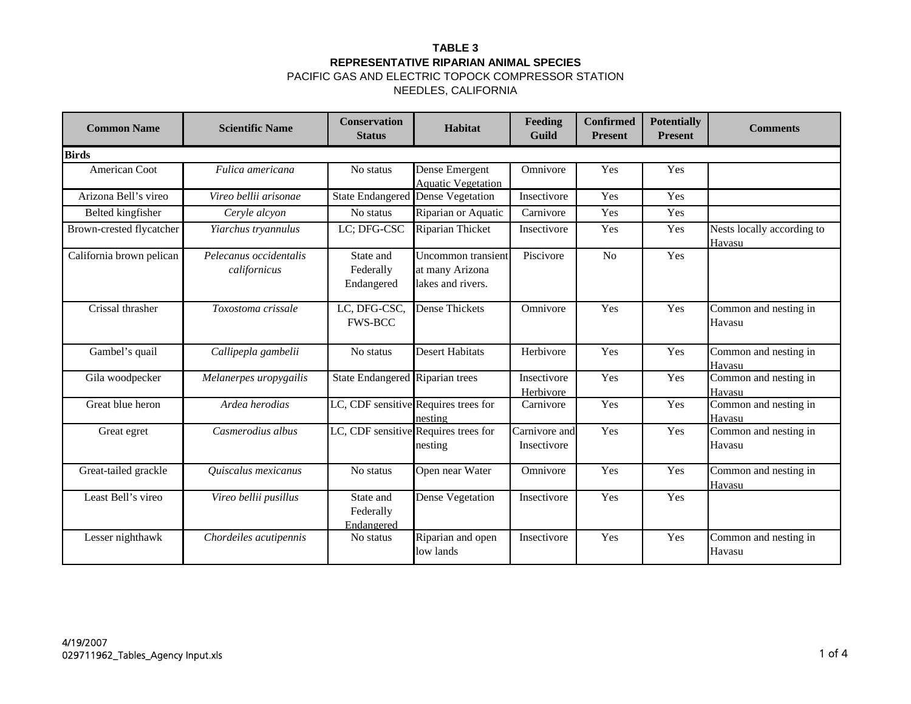**TABLE 3**
**REPRESENTATIVE RIPARIAN ANIMAL SPECIES**
PACIFIC GAS AND ELECTRIC TOPOCK COMPRESSOR STATION
NEEDLES, CALIFORNIA

| Common Name | Scientific Name | Conservation Status | Habitat | Feeding Guild | Confirmed Present | Potentially Present | Comments |
|---|---|---|---|---|---|---|---|
| **Birds** | | | | | | | |
| American Coot | *Fulica americana* | No status | Dense Emergent Aquatic Vegetation | Omnivore | Yes | Yes | |
| Arizona Bell's vireo | *Vireo bellii arisonae* | State Endangered | Dense Vegetation | Insectivore | Yes | Yes | |
| Belted kingfisher | *Ceryle alcyon* | No status | Riparian or Aquatic | Carnivore | Yes | Yes | |
| Brown-crested flycatcher | *Yiarchus tryannulus* | LC; DFG-CSC | Riparian Thicket | Insectivore | Yes | Yes | Nests locally according to Havasu |
| California brown pelican | *Pelecanus occidentalis californicus* | State and Federally Endangered | Uncommon transient at many Arizona lakes and rivers. | Piscivore | No | Yes | |
| Crissal thrasher | *Toxostoma crissale* | LC, DFG-CSC, FWS-BCC | Dense Thickets | Omnivore | Yes | Yes | Common and nesting in Havasu |
| Gambel's quail | *Callipepla gambelii* | No status | Desert Habitats | Herbivore | Yes | Yes | Common and nesting in Havasu |
| Gila woodpecker | *Melanerpes uropygailis* | State Endangered | Riparian trees | Insectivore Herbivore | Yes | Yes | Common and nesting in Havasu |
| Great blue heron | *Ardea herodias* | LC, CDF sensitive | Requires trees for nesting | Carnivore | Yes | Yes | Common and nesting in Havasu |
| Great egret | *Casmerodius albus* | LC, CDF sensitive | Requires trees for nesting | Carnivore and Insectivore | Yes | Yes | Common and nesting in Havasu |
| Great-tailed grackle | *Quiscalus mexicanus* | No status | Open near Water | Omnivore | Yes | Yes | Common and nesting in Havasu |
| Least Bell's vireo | *Vireo bellii pusillus* | State and Federally Endangered | Dense Vegetation | Insectivore | Yes | Yes | |
| Lesser nighthawk | *Chordeiles acutipennis* | No status | Riparian and open low lands | Insectivore | Yes | Yes | Common and nesting in Havasu |

4/19/2007
029711962_Tables_Agency Input.xls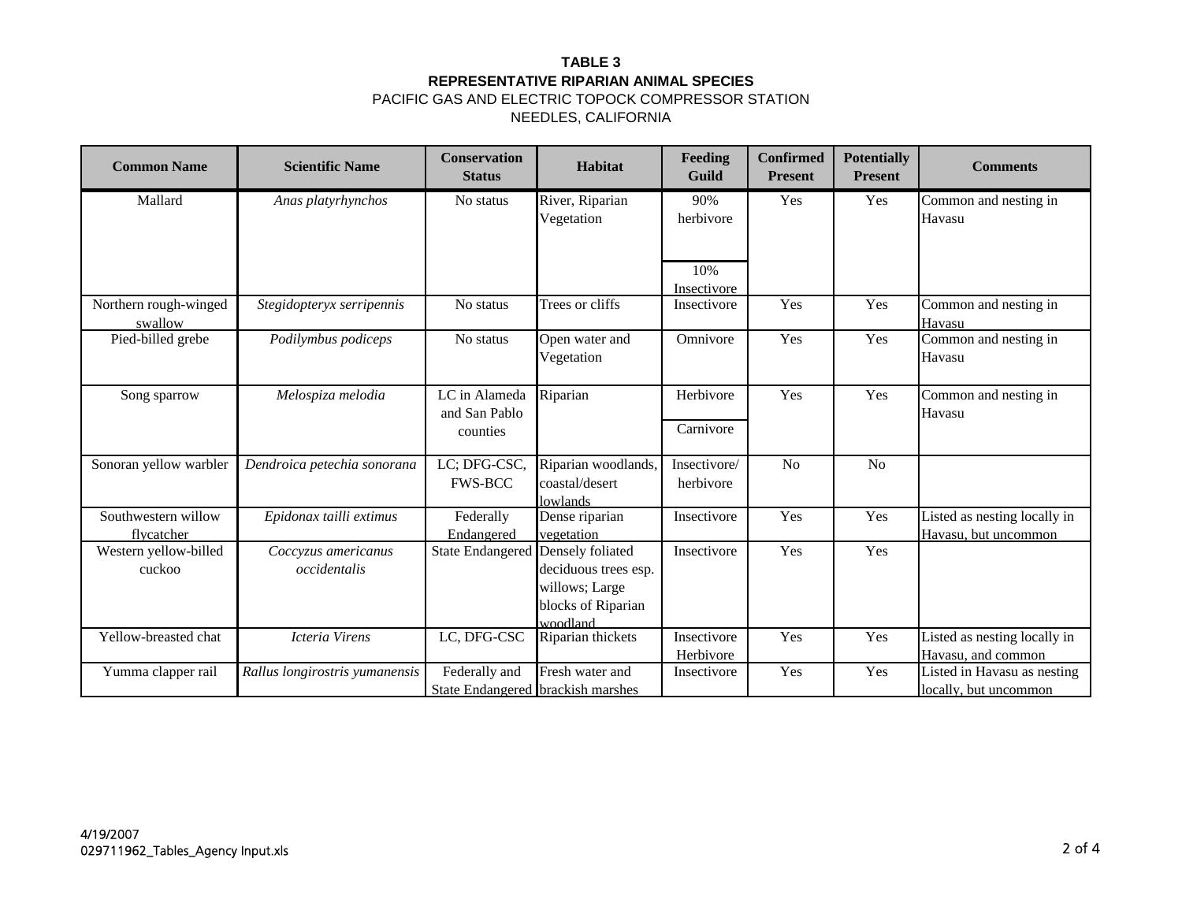**TABLE 3**
**REPRESENTATIVE RIPARIAN ANIMAL SPECIES**
PACIFIC GAS AND ELECTRIC TOPOCK COMPRESSOR STATION
NEEDLES, CALIFORNIA

| Common Name | Scientific Name | Conservation Status | Habitat | Feeding Guild | Confirmed Present | Potentially Present | Comments |
|---|---|---|---|---|---|---|---|
| Mallard | *Anas platyrhynchos* | No status | River, Riparian Vegetation | 90% herbivore<br>10% Insectivore | Yes | Yes | Common and nesting in Havasu |
| Northern rough-winged swallow | *Stegidopteryx serripennis* | No status | Trees or cliffs | Insectivore | Yes | Yes | Common and nesting in Havasu |
| Pied-billed grebe | *Podilymbus podiceps* | No status | Open water and Vegetation | Omnivore | Yes | Yes | Common and nesting in Havasu |
| Song sparrow | *Melospiza melodia* | LC in Alameda and San Pablo counties | Riparian | Herbivore<br>Carnivore | Yes | Yes | Common and nesting in Havasu |
| Sonoran yellow warbler | *Dendroica petechia sonorana* | LC; DFG-CSC, FWS-BCC | Riparian woodlands, coastal/desert lowlands | Insectivore/ herbivore | No | No | |
| Southwestern willow flycatcher | *Epidonax tailli extimus* | Federally Endangered | Dense riparian vegetation | Insectivore | Yes | Yes | Listed as nesting locally in Havasu, but uncommon |
| Western yellow-billed cuckoo | *Coccyzus americanus occidentalis* | State Endangered | Densely foliated deciduous trees esp. willows; Large blocks of Riparian woodland | Insectivore | Yes | Yes | |
| Yellow-breasted chat | *Icteria Virens* | LC, DFG-CSC | Riparian thickets | Insectivore Herbivore | Yes | Yes | Listed as nesting locally in Havasu, and common |
| Yumma clapper rail | *Rallus longirostris yumanensis* | Federally and State Endangered | Fresh water and brackish marshes | Insectivore | Yes | Yes | Listed in Havasu as nesting locally, but uncommon |

4/19/2007
029711962_Tables_Agency Input.xls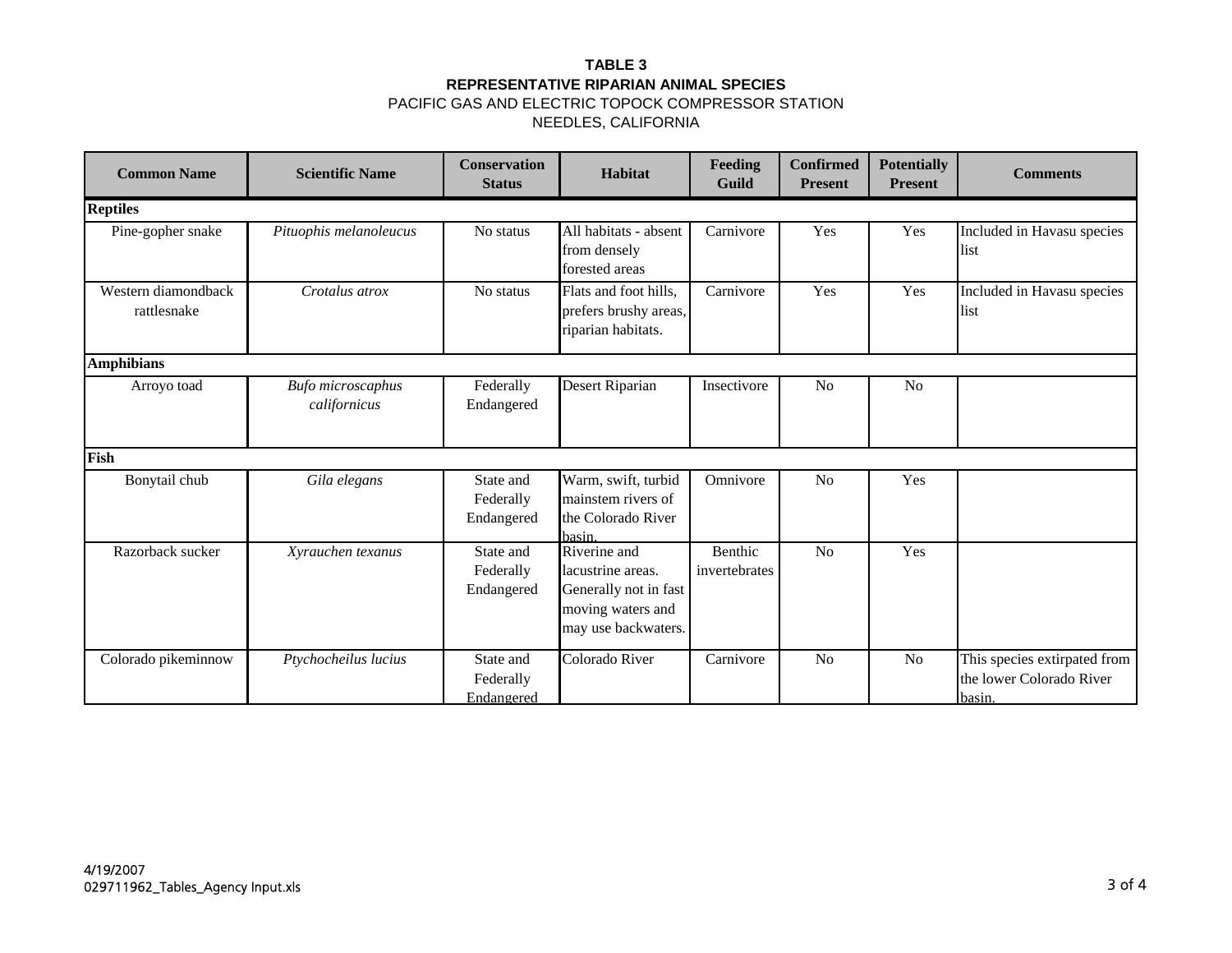**TABLE 3**
**REPRESENTATIVE RIPARIAN ANIMAL SPECIES**
PACIFIC GAS AND ELECTRIC TOPOCK COMPRESSOR STATION
NEEDLES, CALIFORNIA

| Common Name | Scientific Name | Conservation Status | Habitat | Feeding Guild | Confirmed Present | Potentially Present | Comments |
|---|---|---|---|---|---|---|---|
| **Reptiles** | | | | | | | |
| Pine-gopher snake | *Pituophis melanoleucus* | No status | All habitats - absent from densely forested areas | Carnivore | Yes | Yes | Included in Havasu species list |
| Western diamondback rattlesnake | *Crotalus atrox* | No status | Flats and foot hills, prefers brushy areas, riparian habitats. | Carnivore | Yes | Yes | Included in Havasu species list |
| **Amphibians** | | | | | | | |
| Arroyo toad | *Bufo microscaphus californicus* | Federally Endangered | Desert Riparian | Insectivore | No | No | |
| **Fish** | | | | | | | |
| Bonytail chub | *Gila elegans* | State and Federally Endangered | Warm, swift, turbid mainstem rivers of the Colorado River basin. | Omnivore | No | Yes | |
| Razorback sucker | *Xyrauchen texanus* | State and Federally Endangered | Riverine and lacustrine areas. Generally not in fast moving waters and may use backwaters. | Benthic invertebrates | No | Yes | |
| Colorado pikeminnow | *Ptychocheilus lucius* | State and Federally Endangered | Colorado River | Carnivore | No | No | This species extirpated from the lower Colorado River basin. |

4/19/2007
029711962_Tables_Agency Input.xls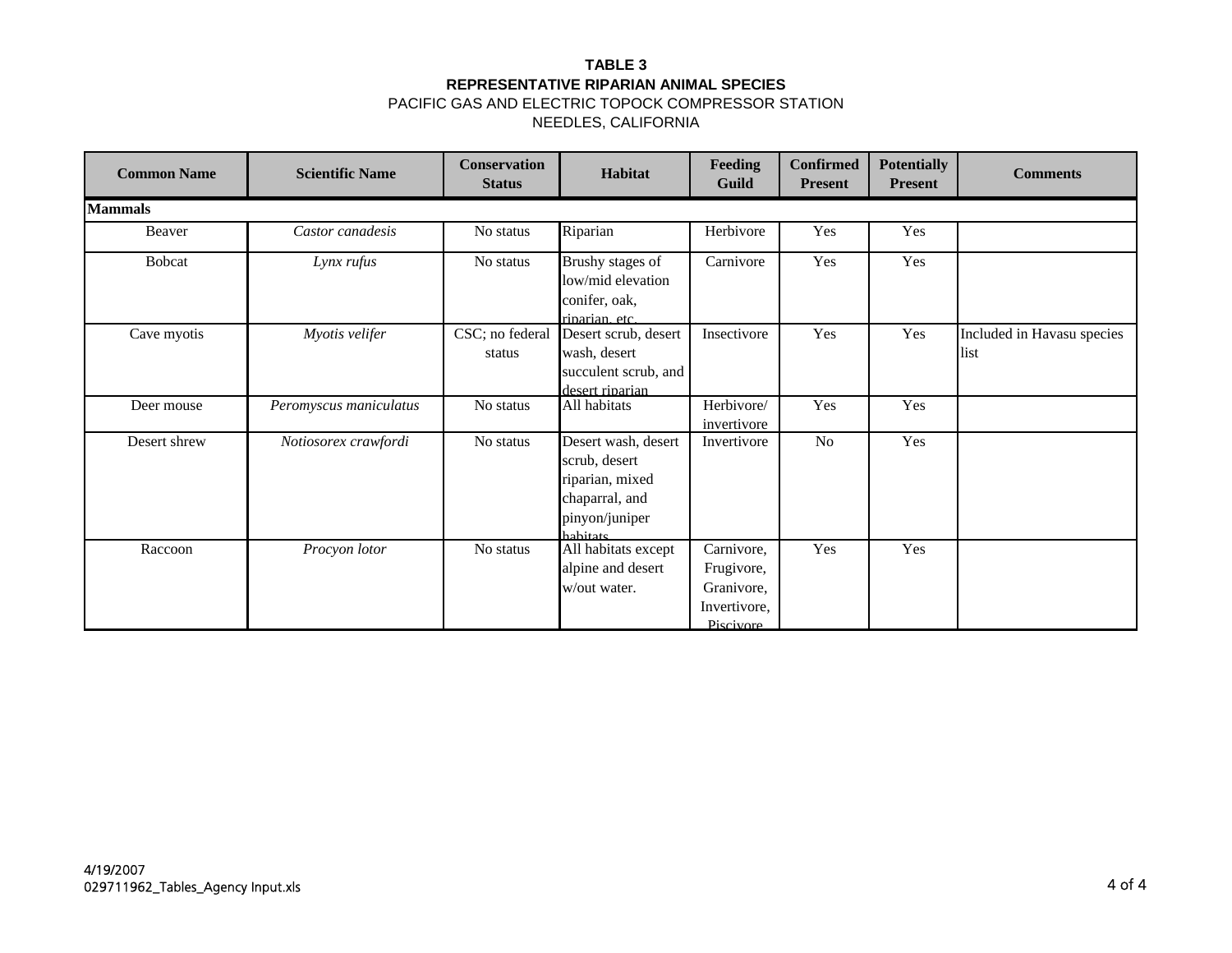**TABLE 3**
**REPRESENTATIVE RIPARIAN ANIMAL SPECIES**
PACIFIC GAS AND ELECTRIC TOPOCK COMPRESSOR STATION
NEEDLES, CALIFORNIA

| Common Name | Scientific Name | Conservation Status | Habitat | Feeding Guild | Confirmed Present | Potentially Present | Comments |
|---|---|---|---|---|---|---|---|
| **Mammals** | | | | | | | |
| Beaver | *Castor canadesis* | No status | Riparian | Herbivore | Yes | Yes | |
| Bobcat | *Lynx rufus* | No status | Brushy stages of low/mid elevation conifer, oak, riparian, etc. | Carnivore | Yes | Yes | |
| Cave myotis | *Myotis velifer* | CSC; no federal status | Desert scrub, desert wash, desert succulent scrub, and desert riparian | Insectivore | Yes | Yes | Included in Havasu species list |
| Deer mouse | *Peromyscus maniculatus* | No status | All habitats | Herbivore/ invertivore | Yes | Yes | |
| Desert shrew | *Notiosorex crawfordi* | No status | Desert wash, desert scrub, desert riparian, mixed chaparral, and pinyon/juniper habitats | Invertivore | No | Yes | |
| Raccoon | *Procyon lotor* | No status | All habitats except alpine and desert w/out water. | Carnivore, Frugivore, Granivore, Invertivore, Piscivore | Yes | Yes | |

4/19/2007
029711962_Tables_Agency Input.xls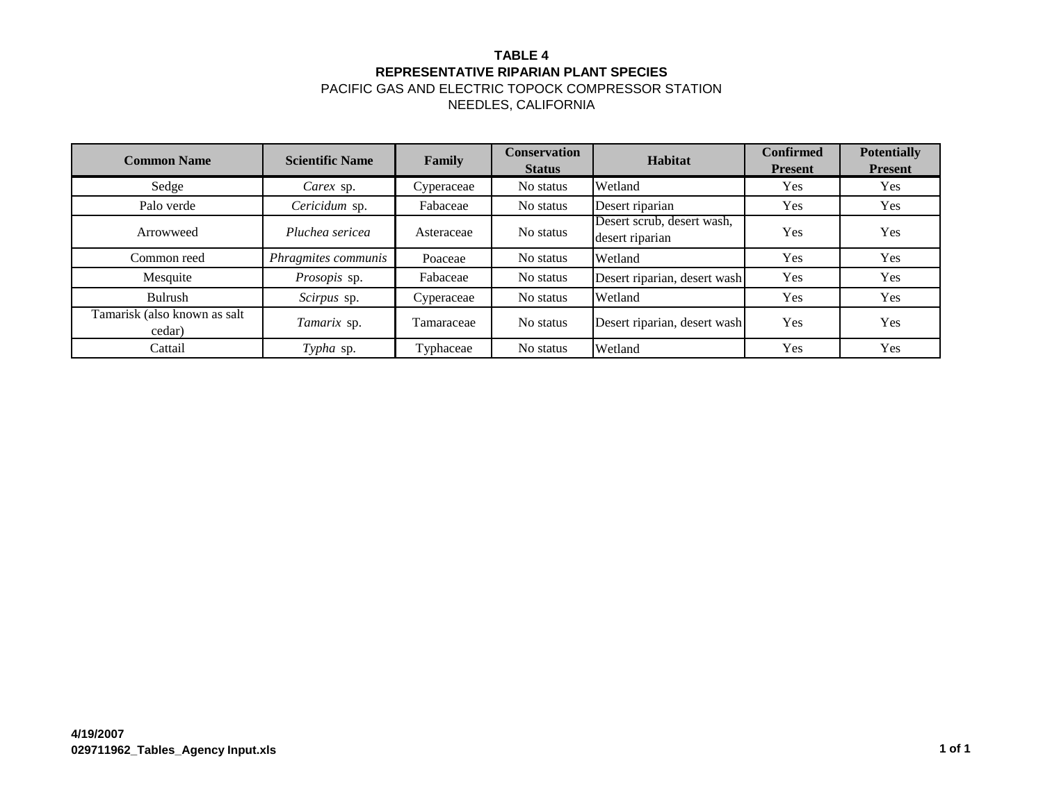# TABLE 4
## REPRESENTATIVE RIPARIAN PLANT SPECIES
PACIFIC GAS AND ELECTRIC TOPOCK COMPRESSOR STATION
NEEDLES, CALIFORNIA

| Common Name | Scientific Name | Family | Conservation Status | Habitat | Confirmed Present | Potentially Present |
|---|---|---|---|---|---|---|
| Sedge | *Carex* sp. | Cyperaceae | No status | Wetland | Yes | Yes |
| Palo verde | *Cericidum* sp. | Fabaceae | No status | Desert riparian | Yes | Yes |
| Arrowweed | *Pluchea sericea* | Asteraceae | No status | Desert scrub, desert wash, desert riparian | Yes | Yes |
| Common reed | *Phragmites communis* | Poaceae | No status | Wetland | Yes | Yes |
| Mesquite | *Prosopis* sp. | Fabaceae | No status | Desert riparian, desert wash | Yes | Yes |
| Bulrush | *Scirpus* sp. | Cyperaceae | No status | Wetland | Yes | Yes |
| Tamarisk (also known as salt cedar) | *Tamarix* sp. | Tamaraceae | No status | Desert riparian, desert wash | Yes | Yes |
| Cattail | *Typha* sp. | Typhaceae | No status | Wetland | Yes | Yes |

**4/19/2007**
**029711962_Tables_Agency Input.xls**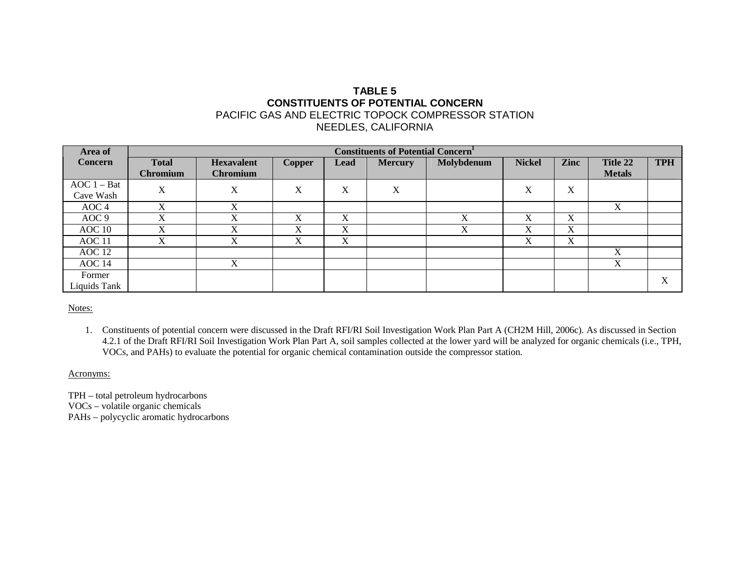**TABLE 5**
**CONSTITUENTS OF POTENTIAL CONCERN**
PACIFIC GAS AND ELECTRIC TOPOCK COMPRESSOR STATION
NEEDLES, CALIFORNIA

| Area of Concern | Constituents of Potential Concern[1] | | | | | | | | | |
|---|---|---|---|---|---|---|---|---|---|---|
| | Total Chromium | Hexavalent Chromium | Copper | Lead | Mercury | Molybdenum | Nickel | Zinc | Title 22 Metals | TPH |
| AOC 1 – Bat Cave Wash | X | X | X | X | X | | X | X | | |
| AOC 4 | X | X | | | | | | | X | |
| AOC 9 | X | X | X | X | | X | X | X | | |
| AOC 10 | X | X | X | X | | X | X | X | | |
| AOC 11 | X | X | X | X | | | X | X | | |
| AOC 12 | | | | | | | | | X | |
| AOC 14 | | X | | | | | | | X | |
| Former Liquids Tank | | | | | | | | | | X |

Notes:

1. Constituents of potential concern were discussed in the Draft RFI/RI Soil Investigation Work Plan Part A (CH2M Hill, 2006c). As discussed in Section 4.2.1 of the Draft RFI/RI Soil Investigation Work Plan Part A, soil samples collected at the lower yard will be analyzed for organic chemicals (i.e., TPH, VOCs, and PAHs) to evaluate the potential for organic chemical contamination outside the compressor station.

Acronyms:

TPH – total petroleum hydrocarbons
VOCs – volatile organic chemicals
PAHs – polycyclic aromatic hydrocarbons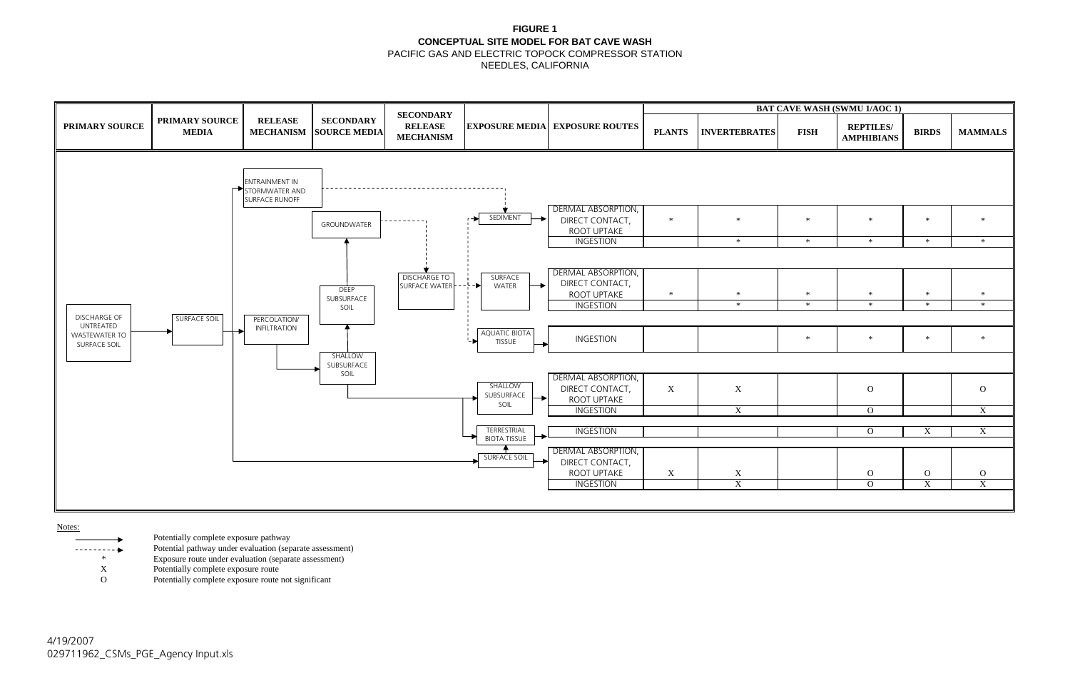**FIGURE 1**
**CONCEPTUAL SITE MODEL FOR BAT CAVE WASH**
PACIFIC GAS AND ELECTRIC TOPOCK COMPRESSOR STATION
NEEDLES, CALIFORNIA

| PRIMARY SOURCE | PRIMARY SOURCE MEDIA | RELEASE MECHANISM | SECONDARY SOURCE MEDIA | SECONDARY RELEASE MECHANISM | EXPOSURE MEDIA | EXPOSURE ROUTES | BAT CAVE WASH (SWMU 1/AOC 1) PLANTS | INVERTEBRATES | FISH | REPTILES/ AMPHIBIANS | BIRDS | MAMMALS |
|---|---|---|---|---|---|---|---|---|---|---|---|---|
| DISCHARGE OF UNTREATED WASTEWATER TO SURFACE SOIL | SURFACE SOIL | ENTRAINMENT IN STORMWATER AND SURFACE RUNOFF | | | SEDIMENT | DERMAL ABSORPTION, DIRECT CONTACT, ROOT UPTAKE | * | * | * | * | * | * |
| | | | | | | INGESTION | | * | * | * | * | * |
| | | PERCOLATION/ INFILTRATION | GROUNDWATER | DISCHARGE TO SURFACE WATER | SURFACE WATER | DERMAL ABSORPTION, DIRECT CONTACT, ROOT UPTAKE | * | * | * | * | * | * |
| | | | DEEP SUBSURFACE SOIL | | | INGESTION | | * | * | * | * | * |
| | | | | | AQUATIC BIOTA TISSUE | INGESTION | | | * | * | * | * |
| | | | SHALLOW SUBSURFACE SOIL | | SHALLOW SUBSURFACE SOIL | DERMAL ABSORPTION, DIRECT CONTACT, ROOT UPTAKE | X | X | | O | | O |
| | | | | | | INGESTION | | X | | O | | X |
| | | | | | TERRESTRIAL BIOTA TISSUE | INGESTION | | | | O | X | X |
| | | | | | SURFACE SOIL | DERMAL ABSORPTION, DIRECT CONTACT, ROOT UPTAKE | X | X | | O | O | O |
| | | | | | | INGESTION | | X | | O | X | X |

Notes:

- ——▶ Potentially complete exposure pathway
- - - - -▶ Potential pathway under evaluation (separate assessment)
- \* Exposure route under evaluation (separate assessment)
- X Potentially complete exposure route
- O Potentially complete exposure route not significant

4/19/2007
029711962_CSMs_PGE_Agency Input.xls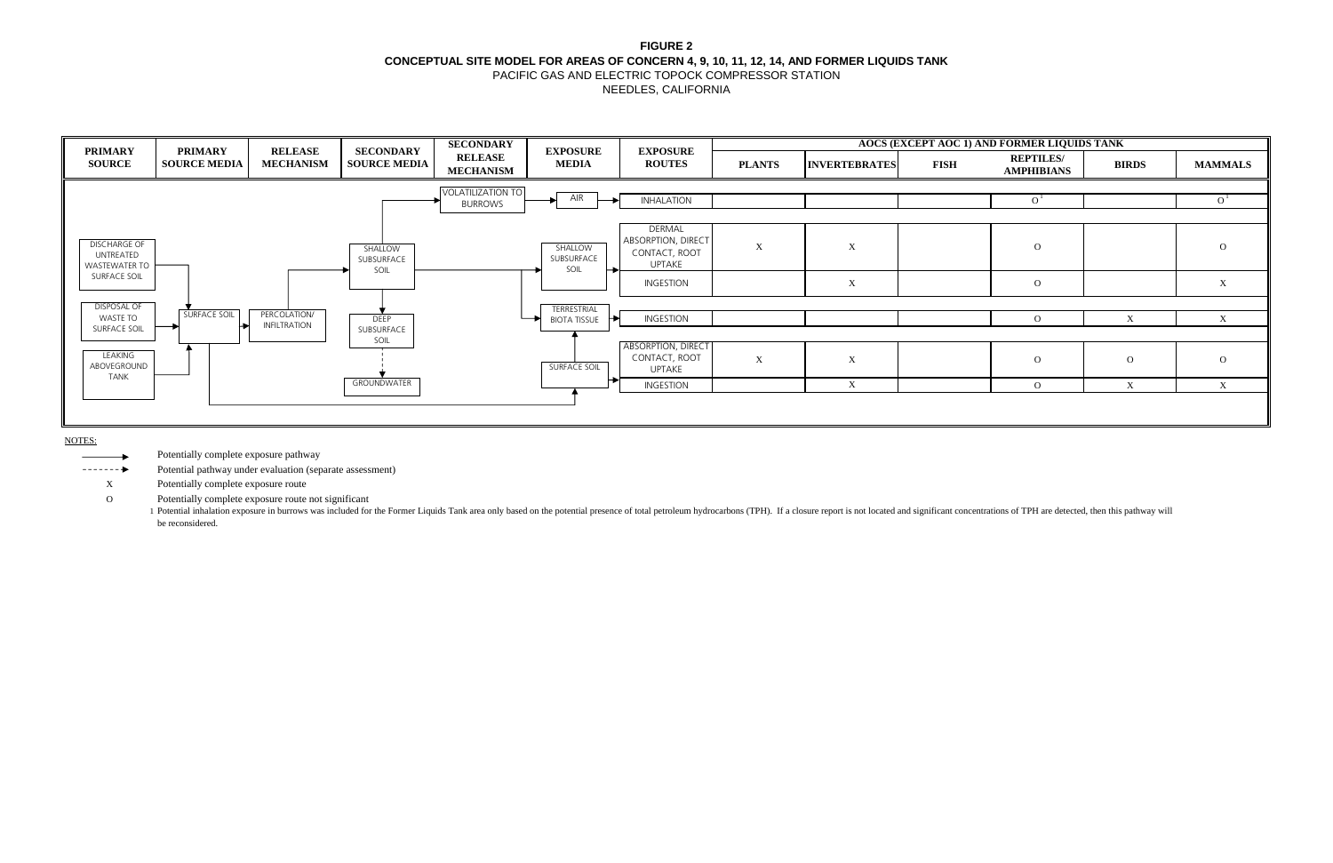**FIGURE 2**
**CONCEPTUAL SITE MODEL FOR AREAS OF CONCERN 4, 9, 10, 11, 12, 14, AND FORMER LIQUIDS TANK**
PACIFIC GAS AND ELECTRIC TOPOCK COMPRESSOR STATION
NEEDLES, CALIFORNIA

| PRIMARY SOURCE | PRIMARY SOURCE MEDIA | RELEASE MECHANISM | SECONDARY SOURCE MEDIA | SECONDARY RELEASE MECHANISM | EXPOSURE MEDIA | EXPOSURE ROUTES | AOCS (EXCEPT AOC 1) AND FORMER LIQUIDS TANK | | | | | |
|---|---|---|---|---|---|---|---|---|---|---|---|---|
| | | | | | | | PLANTS | INVERTEBRATES | FISH | REPTILES/ AMPHIBIANS | BIRDS | MAMMALS |
| | | | | VOLATILIZATION TO BURROWS | AIR | INHALATION | | | | O [1] | | O [1] |
| DISCHARGE OF UNTREATED WASTEWATER TO SURFACE SOIL | | | SHALLOW SUBSURFACE SOIL | | SHALLOW SUBSURFACE SOIL | DERMAL ABSORPTION, DIRECT CONTACT, ROOT UPTAKE | X | X | | O | | O |
| | | | | | | INGESTION | | X | | O | | X |
| DISPOSAL OF WASTE TO SURFACE SOIL | SURFACE SOIL | PERCOLATION/ INFILTRATION | DEEP SUBSURFACE SOIL | | TERRESTRIAL BIOTA TISSUE | INGESTION | | | | O | X | X |
| LEAKING ABOVEGROUND TANK | | | GROUNDWATER | | SURFACE SOIL | ABSORPTION, DIRECT CONTACT, ROOT UPTAKE | X | X | | O | O | O |
| | | | | | | INGESTION | | X | | O | X | X |

NOTES:

- (solid arrow) Potentially complete exposure pathway
- (dashed arrow) Potential pathway under evaluation (separate assessment)
- X Potentially complete exposure route
- O Potentially complete exposure route not significant

1 Potential inhalation exposure in burrows was included for the Former Liquids Tank area only based on the potential presence of total petroleum hydrocarbons (TPH). If a closure report is not located and significant concentrations of TPH are detected, then this pathway will be reconsidered.